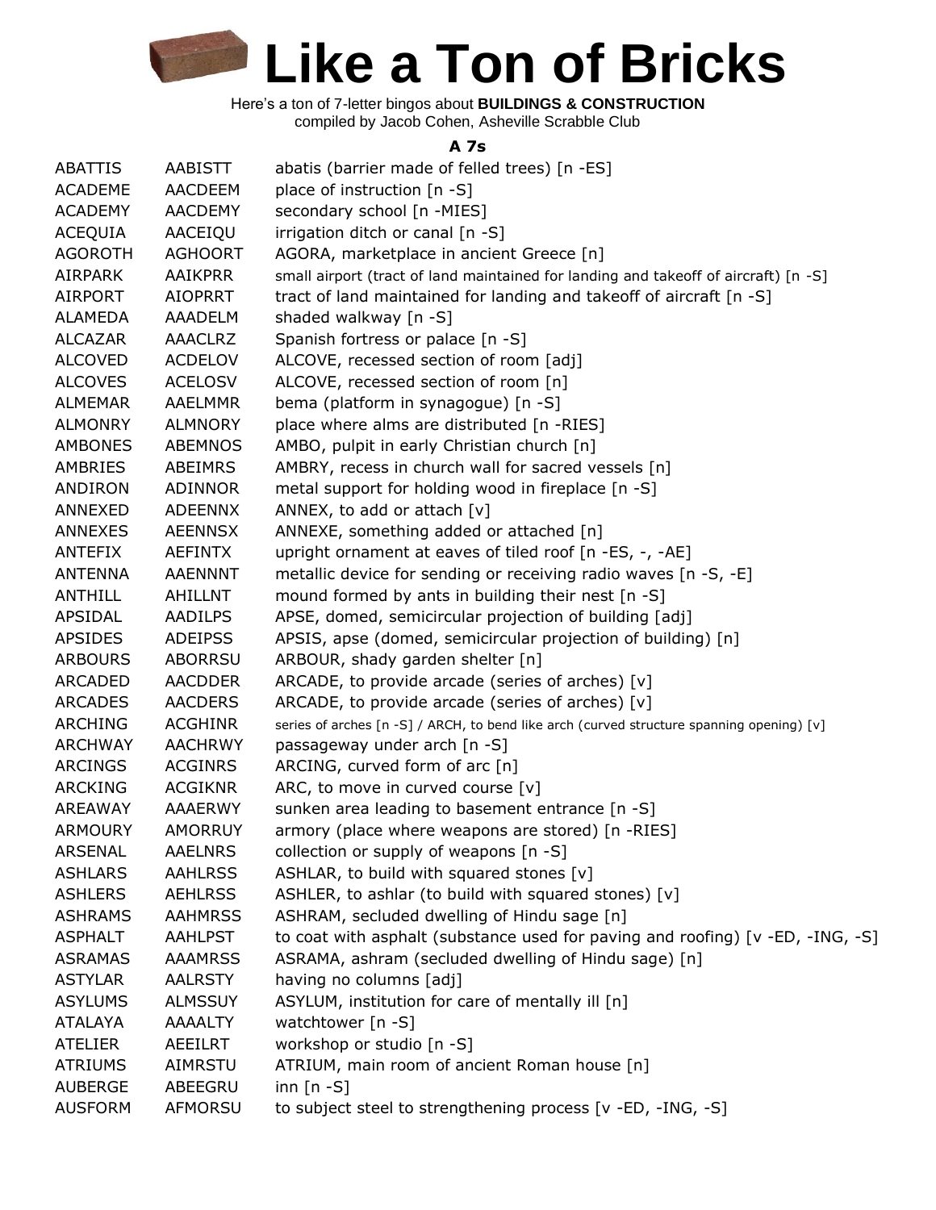# Like a Ton of Bricks

Here's a ton of 7-letter bingos about **BUILDINGS & CONSTRUCTION**
compiled by Jacob Cohen, Asheville Scrabble Club

### A 7s

| | | |
|---|---|---|
| ABATTIS | AABISTT | abatis (barrier made of felled trees) [n -ES] |
| ACADEME | AACDEEM | place of instruction [n -S] |
| ACADEMY | AACDEMY | secondary school [n -MIES] |
| ACEQUIA | AACEIQU | irrigation ditch or canal [n -S] |
| AGOROTH | AGHOORT | AGORA, marketplace in ancient Greece [n] |
| AIRPARK | AAIKPRR | small airport (tract of land maintained for landing and takeoff of aircraft) [n -S] |
| AIRPORT | AIOPRRT | tract of land maintained for landing and takeoff of aircraft [n -S] |
| ALAMEDA | AAADELM | shaded walkway [n -S] |
| ALCAZAR | AAACLRZ | Spanish fortress or palace [n -S] |
| ALCOVED | ACDELOV | ALCOVE, recessed section of room [adj] |
| ALCOVES | ACELOSV | ALCOVE, recessed section of room [n] |
| ALMEMAR | AAELMMR | bema (platform in synagogue) [n -S] |
| ALMONRY | ALMNORY | place where alms are distributed [n -RIES] |
| AMBONES | ABEMNOS | AMBO, pulpit in early Christian church [n] |
| AMBRIES | ABEIMRS | AMBRY, recess in church wall for sacred vessels [n] |
| ANDIRON | ADINNOR | metal support for holding wood in fireplace [n -S] |
| ANNEXED | ADEENNX | ANNEX, to add or attach [v] |
| ANNEXES | AEENNSX | ANNEXE, something added or attached [n] |
| ANTEFIX | AEFINTX | upright ornament at eaves of tiled roof [n -ES, -, -AE] |
| ANTENNA | AAENNNT | metallic device for sending or receiving radio waves [n -S, -E] |
| ANTHILL | AHILLNT | mound formed by ants in building their nest [n -S] |
| APSIDAL | AADILPS | APSE, domed, semicircular projection of building [adj] |
| APSIDES | ADEIPSS | APSIS, apse (domed, semicircular projection of building) [n] |
| ARBOURS | ABORRSU | ARBOUR, shady garden shelter [n] |
| ARCADED | AACDDER | ARCADE, to provide arcade (series of arches) [v] |
| ARCADES | AACDERS | ARCADE, to provide arcade (series of arches) [v] |
| ARCHING | ACGHINR | series of arches [n -S] / ARCH, to bend like arch (curved structure spanning opening) [v] |
| ARCHWAY | AACHRWY | passageway under arch [n -S] |
| ARCINGS | ACGINRS | ARCING, curved form of arc [n] |
| ARCKING | ACGIKNR | ARC, to move in curved course [v] |
| AREAWAY | AAAERWY | sunken area leading to basement entrance [n -S] |
| ARMOURY | AMORRUY | armory (place where weapons are stored) [n -RIES] |
| ARSENAL | AAELNRS | collection or supply of weapons [n -S] |
| ASHLARS | AAHLRSS | ASHLAR, to build with squared stones [v] |
| ASHLERS | AEHLRSS | ASHLER, to ashlar (to build with squared stones) [v] |
| ASHRAMS | AAHMRSS | ASHRAM, secluded dwelling of Hindu sage [n] |
| ASPHALT | AAHLPST | to coat with asphalt (substance used for paving and roofing) [v -ED, -ING, -S] |
| ASRAMAS | AAAMRSS | ASRAMA, ashram (secluded dwelling of Hindu sage) [n] |
| ASTYLAR | AALRSTY | having no columns [adj] |
| ASYLUMS | ALMSSUY | ASYLUM, institution for care of mentally ill [n] |
| ATALAYA | AAAALTY | watchtower [n -S] |
| ATELIER | AEEILRT | workshop or studio [n -S] |
| ATRIUMS | AIMRSTU | ATRIUM, main room of ancient Roman house [n] |
| AUBERGE | ABEEGRU | inn [n -S] |
| AUSFORM | AFMORSU | to subject steel to strengthening process [v -ED, -ING, -S] |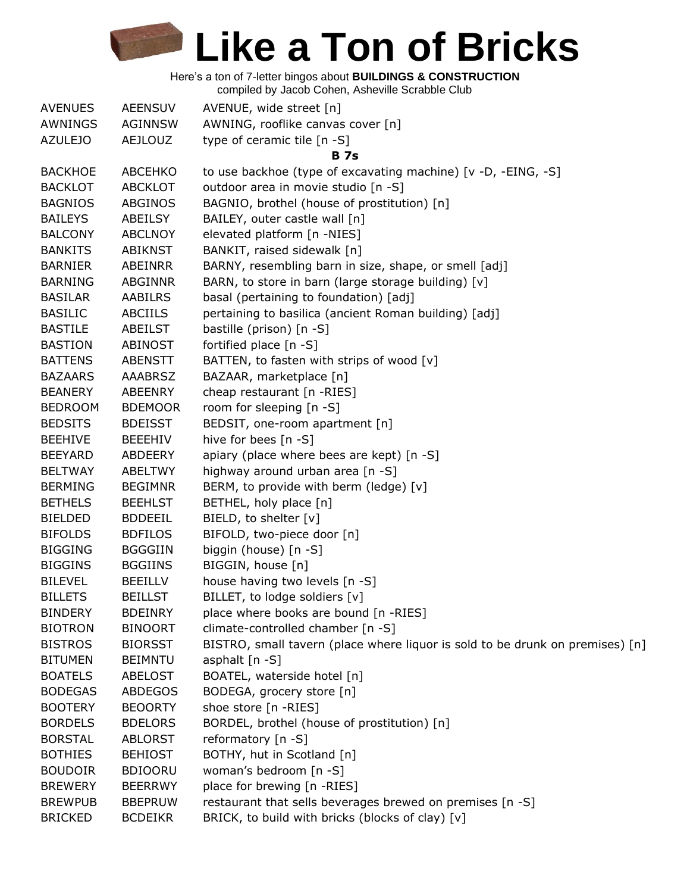# Like a Ton of Bricks

Here's a ton of 7-letter bingos about **BUILDINGS & CONSTRUCTION**
compiled by Jacob Cohen, Asheville Scrabble Club

| | | |
|---|---|---|
| AVENUES | AEENSUV | AVENUE, wide street [n] |
| AWNINGS | AGINNSW | AWNING, rooflike canvas cover [n] |
| AZULEJO | AEJLOUZ | type of ceramic tile [n -S] |
| | | **B 7s** |
| BACKHOE | ABCEHKO | to use backhoe (type of excavating machine) [v -D, -EING, -S] |
| BACKLOT | ABCKLOT | outdoor area in movie studio [n -S] |
| BAGNIOS | ABGINOS | BAGNIO, brothel (house of prostitution) [n] |
| BAILEYS | ABEILSY | BAILEY, outer castle wall [n] |
| BALCONY | ABCLNOY | elevated platform [n -NIES] |
| BANKITS | ABIKNST | BANKIT, raised sidewalk [n] |
| BARNIER | ABEINRR | BARNY, resembling barn in size, shape, or smell [adj] |
| BARNING | ABGINNR | BARN, to store in barn (large storage building) [v] |
| BASILAR | AABILRS | basal (pertaining to foundation) [adj] |
| BASILIC | ABCIILS | pertaining to basilica (ancient Roman building) [adj] |
| BASTILE | ABEILST | bastille (prison) [n -S] |
| BASTION | ABINOST | fortified place [n -S] |
| BATTENS | ABENSTT | BATTEN, to fasten with strips of wood [v] |
| BAZAARS | AAABRSZ | BAZAAR, marketplace [n] |
| BEANERY | ABEENRY | cheap restaurant [n -RIES] |
| BEDROOM | BDEMOOR | room for sleeping [n -S] |
| BEDSITS | BDEISST | BEDSIT, one-room apartment [n] |
| BEEHIVE | BEEEHIV | hive for bees [n -S] |
| BEEYARD | ABDEERY | apiary (place where bees are kept) [n -S] |
| BELTWAY | ABELTWY | highway around urban area [n -S] |
| BERMING | BEGIMNR | BERM, to provide with berm (ledge) [v] |
| BETHELS | BEEHLST | BETHEL, holy place [n] |
| BIELDED | BDDEEIL | BIELD, to shelter [v] |
| BIFOLDS | BDFILOS | BIFOLD, two-piece door [n] |
| BIGGING | BGGGIIN | biggin (house) [n -S] |
| BIGGINS | BGGIINS | BIGGIN, house [n] |
| BILEVEL | BEEILLV | house having two levels [n -S] |
| BILLETS | BEILLST | BILLET, to lodge soldiers [v] |
| BINDERY | BDEINRY | place where books are bound [n -RIES] |
| BIOTRON | BINOORT | climate-controlled chamber [n -S] |
| BISTROS | BIORSST | BISTRO, small tavern (place where liquor is sold to be drunk on premises) [n] |
| BITUMEN | BEIMNTU | asphalt [n -S] |
| BOATELS | ABELOST | BOATEL, waterside hotel [n] |
| BODEGAS | ABDEGOS | BODEGA, grocery store [n] |
| BOOTERY | BEOORTY | shoe store [n -RIES] |
| BORDELS | BDELORS | BORDEL, brothel (house of prostitution) [n] |
| BORSTAL | ABLORST | reformatory [n -S] |
| BOTHIES | BEHIOST | BOTHY, hut in Scotland [n] |
| BOUDOIR | BDIOORU | woman's bedroom [n -S] |
| BREWERY | BEERRWY | place for brewing [n -RIES] |
| BREWPUB | BBEPRUW | restaurant that sells beverages brewed on premises [n -S] |
| BRICKED | BCDEIKR | BRICK, to build with bricks (blocks of clay) [v] |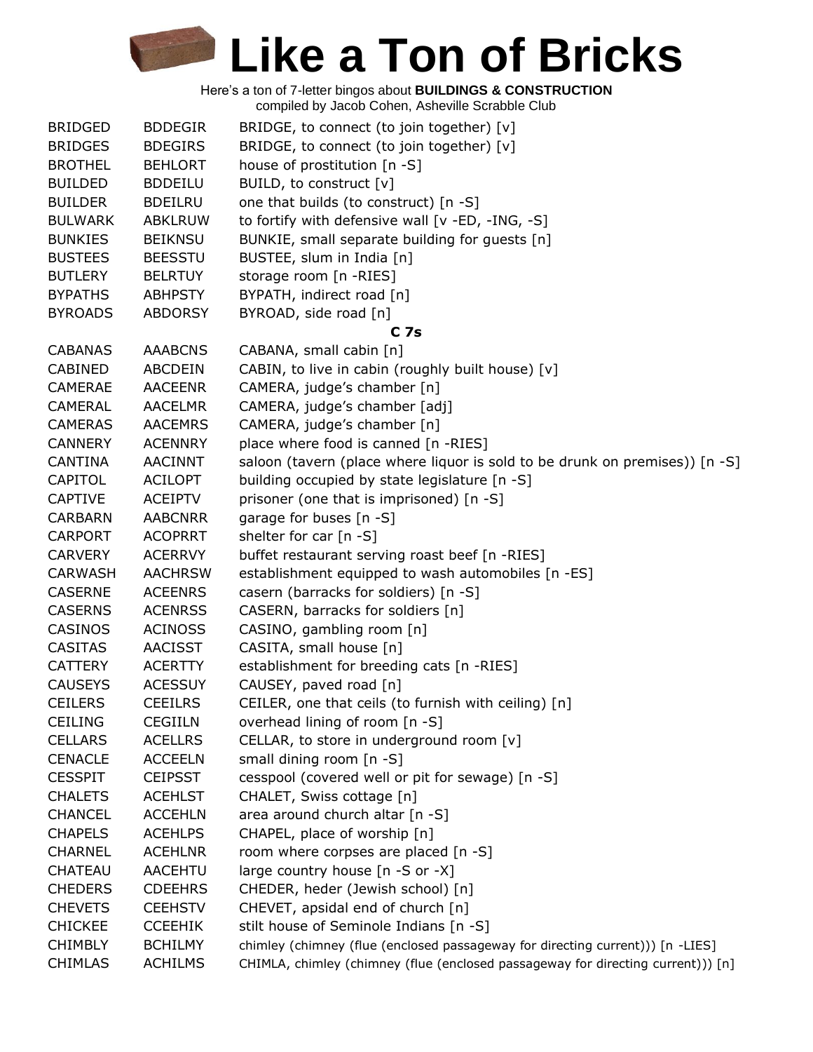# Like a Ton of Bricks

Here's a ton of 7-letter bingos about **BUILDINGS & CONSTRUCTION**
compiled by Jacob Cohen, Asheville Scrabble Club

| | | |
|---|---|---|
| BRIDGED | BDDEGIR | BRIDGE, to connect (to join together) [v] |
| BRIDGES | BDEGIRS | BRIDGE, to connect (to join together) [v] |
| BROTHEL | BEHLORT | house of prostitution [n -S] |
| BUILDED | BDDEILU | BUILD, to construct [v] |
| BUILDER | BDEILRU | one that builds (to construct) [n -S] |
| BULWARK | ABKLRUW | to fortify with defensive wall [v -ED, -ING, -S] |
| BUNKIES | BEIKNSU | BUNKIE, small separate building for guests [n] |
| BUSTEES | BEESSTU | BUSTEE, slum in India [n] |
| BUTLERY | BELRTUY | storage room [n -RIES] |
| BYPATHS | ABHPSTY | BYPATH, indirect road [n] |
| BYROADS | ABDORSY | BYROAD, side road [n] |

**C 7s**

| | | |
|---|---|---|
| CABANAS | AAABCNS | CABANA, small cabin [n] |
| CABINED | ABCDEIN | CABIN, to live in cabin (roughly built house) [v] |
| CAMERAE | AACEENR | CAMERA, judge's chamber [n] |
| CAMERAL | AACELMR | CAMERA, judge's chamber [adj] |
| CAMERAS | AACEMRS | CAMERA, judge's chamber [n] |
| CANNERY | ACENNRY | place where food is canned [n -RIES] |
| CANTINA | AACINNT | saloon (tavern (place where liquor is sold to be drunk on premises)) [n -S] |
| CAPITOL | ACILOPT | building occupied by state legislature [n -S] |
| CAPTIVE | ACEIPTV | prisoner (one that is imprisoned) [n -S] |
| CARBARN | AABCNRR | garage for buses [n -S] |
| CARPORT | ACOPRRT | shelter for car [n -S] |
| CARVERY | ACERRVY | buffet restaurant serving roast beef [n -RIES] |
| CARWASH | AACHRSW | establishment equipped to wash automobiles [n -ES] |
| CASERNE | ACEENRS | casern (barracks for soldiers) [n -S] |
| CASERNS | ACENRSS | CASERN, barracks for soldiers [n] |
| CASINOS | ACINOSS | CASINO, gambling room [n] |
| CASITAS | AACISST | CASITA, small house [n] |
| CATTERY | ACERTTY | establishment for breeding cats [n -RIES] |
| CAUSEYS | ACESSUY | CAUSEY, paved road [n] |
| CEILERS | CEEILRS | CEILER, one that ceils (to furnish with ceiling) [n] |
| CEILING | CEGIILN | overhead lining of room [n -S] |
| CELLARS | ACELLRS | CELLAR, to store in underground room [v] |
| CENACLE | ACCEELN | small dining room [n -S] |
| CESSPIT | CEIPSST | cesspool (covered well or pit for sewage) [n -S] |
| CHALETS | ACEHLST | CHALET, Swiss cottage [n] |
| CHANCEL | ACCEHLN | area around church altar [n -S] |
| CHAPELS | ACEHLPS | CHAPEL, place of worship [n] |
| CHARNEL | ACEHLNR | room where corpses are placed [n -S] |
| CHATEAU | AACEHTU | large country house [n -S or -X] |
| CHEDERS | CDEEHRS | CHEDER, heder (Jewish school) [n] |
| CHEVETS | CEEHSTV | CHEVET, apsidal end of church [n] |
| CHICKEE | CCEEHIK | stilt house of Seminole Indians [n -S] |
| CHIMBLY | BCHILMY | chimley (chimney (flue (enclosed passageway for directing current))) [n -LIES] |
| CHIMLAS | ACHILMS | CHIMLA, chimley (chimney (flue (enclosed passageway for directing current))) [n] |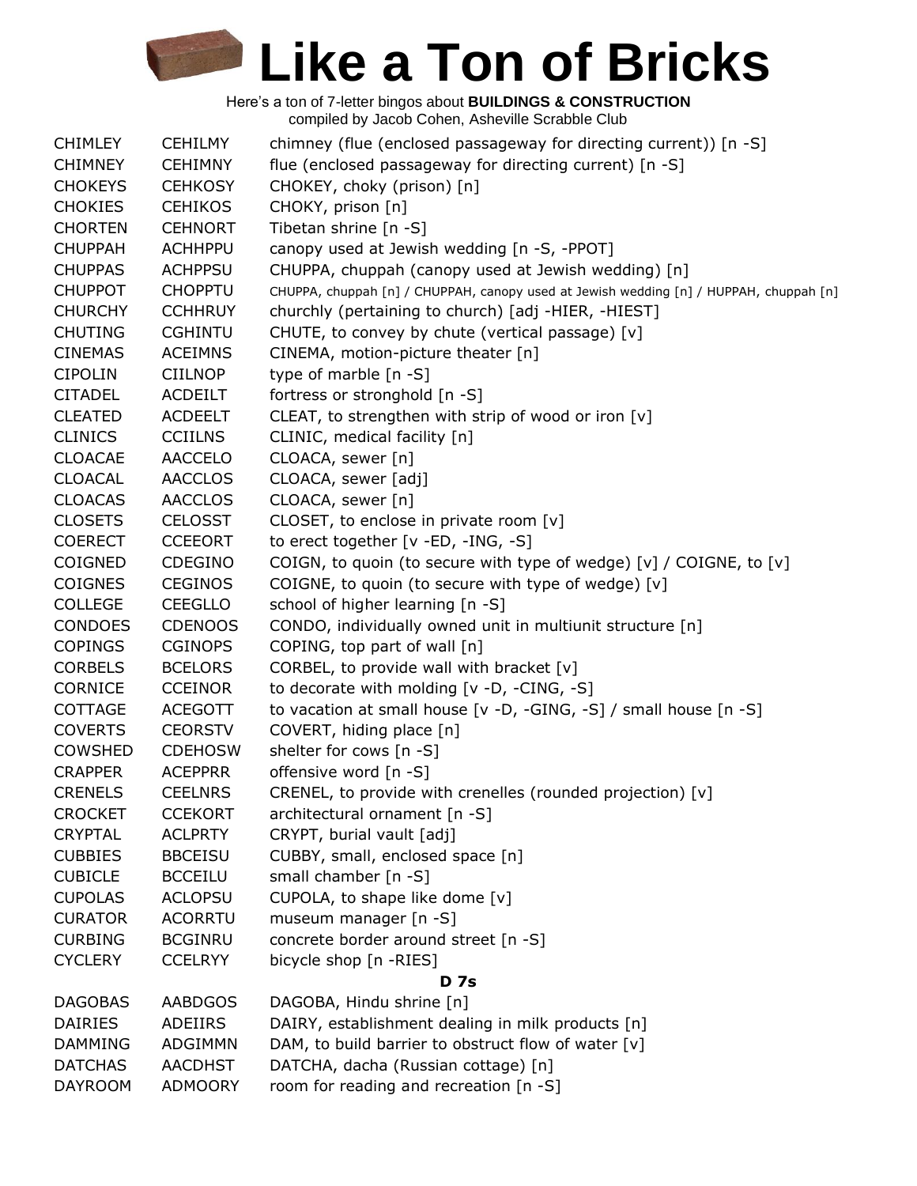# Like a Ton of Bricks

Here's a ton of 7-letter bingos about **BUILDINGS & CONSTRUCTION**
compiled by Jacob Cohen, Asheville Scrabble Club

| | | |
|---|---|---|
| CHIMLEY | CEHILMY | chimney (flue (enclosed passageway for directing current)) [n -S] |
| CHIMNEY | CEHIMNY | flue (enclosed passageway for directing current) [n -S] |
| CHOKEYS | CEHKOSY | CHOKEY, choky (prison) [n] |
| CHOKIES | CEHIKOS | CHOKY, prison [n] |
| CHORTEN | CEHNORT | Tibetan shrine [n -S] |
| CHUPPAH | ACHHPPU | canopy used at Jewish wedding [n -S, -PPOT] |
| CHUPPAS | ACHPPSU | CHUPPA, chuppah (canopy used at Jewish wedding) [n] |
| CHUPPOT | CHOPPTU | CHUPPA, chuppah [n] / CHUPPAH, canopy used at Jewish wedding [n] / HUPPAH, chuppah [n] |
| CHURCHY | CCHHRUY | churchly (pertaining to church) [adj -HIER, -HIEST] |
| CHUTING | CGHINTU | CHUTE, to convey by chute (vertical passage) [v] |
| CINEMAS | ACEIMNS | CINEMA, motion-picture theater [n] |
| CIPOLIN | CIILNOP | type of marble [n -S] |
| CITADEL | ACDEILT | fortress or stronghold [n -S] |
| CLEATED | ACDEELT | CLEAT, to strengthen with strip of wood or iron [v] |
| CLINICS | CCIILNS | CLINIC, medical facility [n] |
| CLOACAE | AACCELO | CLOACA, sewer [n] |
| CLOACAL | AACCLOS | CLOACA, sewer [adj] |
| CLOACAS | AACCLOS | CLOACA, sewer [n] |
| CLOSETS | CELOSST | CLOSET, to enclose in private room [v] |
| COERECT | CCEEORT | to erect together [v -ED, -ING, -S] |
| COIGNED | CDEGINO | COIGN, to quoin (to secure with type of wedge) [v] / COIGNE, to [v] |
| COIGNES | CEGINOS | COIGNE, to quoin (to secure with type of wedge) [v] |
| COLLEGE | CEEGLLO | school of higher learning [n -S] |
| CONDOES | CDENOOS | CONDO, individually owned unit in multiunit structure [n] |
| COPINGS | CGINOPS | COPING, top part of wall [n] |
| CORBELS | BCELORS | CORBEL, to provide wall with bracket [v] |
| CORNICE | CCEINOR | to decorate with molding [v -D, -CING, -S] |
| COTTAGE | ACEGOTT | to vacation at small house [v -D, -GING, -S] / small house [n -S] |
| COVERTS | CEORSTV | COVERT, hiding place [n] |
| COWSHED | CDEHOSW | shelter for cows [n -S] |
| CRAPPER | ACEPPRR | offensive word [n -S] |
| CRENELS | CEELNRS | CRENEL, to provide with crenelles (rounded projection) [v] |
| CROCKET | CCEKORT | architectural ornament [n -S] |
| CRYPTAL | ACLPRTY | CRYPT, burial vault [adj] |
| CUBBIES | BBCEISU | CUBBY, small, enclosed space [n] |
| CUBICLE | BCCEILU | small chamber [n -S] |
| CUPOLAS | ACLOPSU | CUPOLA, to shape like dome [v] |
| CURATOR | ACORRTU | museum manager [n -S] |
| CURBING | BCGINRU | concrete border around street [n -S] |
| CYCLERY | CCELRYY | bicycle shop [n -RIES] |
| | | **D 7s** |
| DAGOBAS | AABDGOS | DAGOBA, Hindu shrine [n] |
| DAIRIES | ADEIIRS | DAIRY, establishment dealing in milk products [n] |
| DAMMING | ADGIMMN | DAM, to build barrier to obstruct flow of water [v] |
| DATCHAS | AACDHST | DATCHA, dacha (Russian cottage) [n] |
| DAYROOM | ADMOORY | room for reading and recreation [n -S] |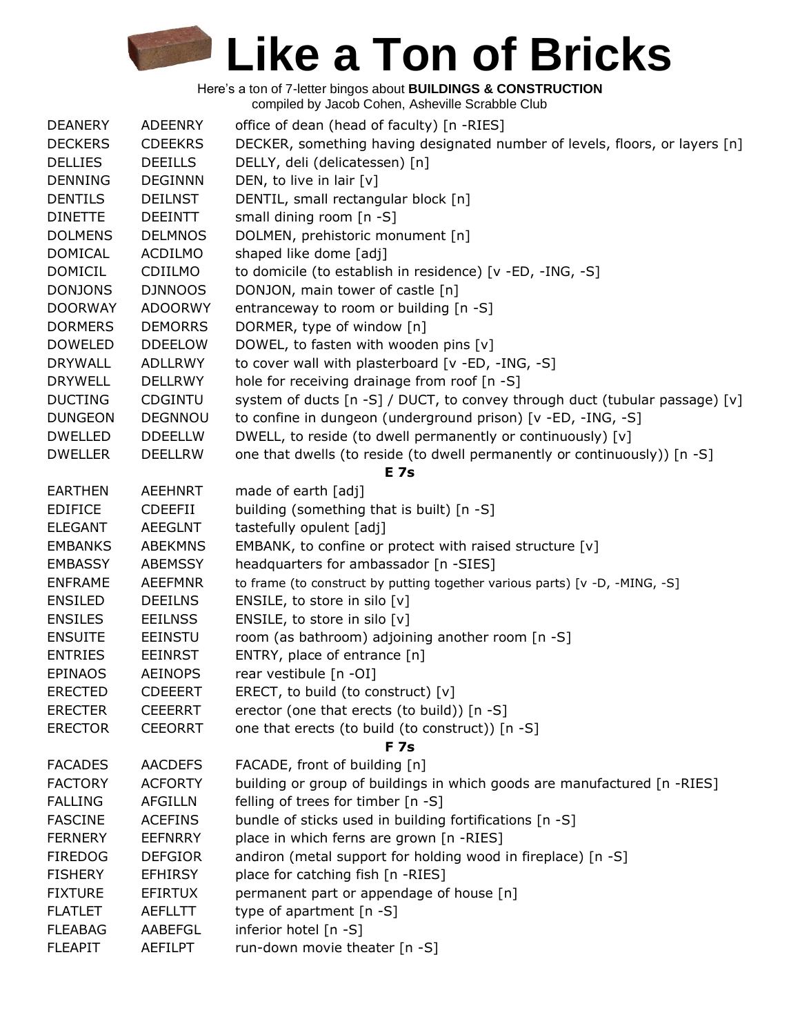# Like a Ton of Bricks

Here's a ton of 7-letter bingos about **BUILDINGS & CONSTRUCTION**
compiled by Jacob Cohen, Asheville Scrabble Club

| | | |
|---|---|---|
| DEANERY | ADEENRY | office of dean (head of faculty) [n -RIES] |
| DECKERS | CDEEKRS | DECKER, something having designated number of levels, floors, or layers [n] |
| DELLIES | DEEILLS | DELLY, deli (delicatessen) [n] |
| DENNING | DEGINNN | DEN, to live in lair [v] |
| DENTILS | DEILNST | DENTIL, small rectangular block [n] |
| DINETTE | DEEINTT | small dining room [n -S] |
| DOLMENS | DELMNOS | DOLMEN, prehistoric monument [n] |
| DOMICAL | ACDILMO | shaped like dome [adj] |
| DOMICIL | CDIILMO | to domicile (to establish in residence) [v -ED, -ING, -S] |
| DONJONS | DJNNOOS | DONJON, main tower of castle [n] |
| DOORWAY | ADOORWY | entranceway to room or building [n -S] |
| DORMERS | DEMORRS | DORMER, type of window [n] |
| DOWELED | DDEELOW | DOWEL, to fasten with wooden pins [v] |
| DRYWALL | ADLLRWY | to cover wall with plasterboard [v -ED, -ING, -S] |
| DRYWELL | DELLRWY | hole for receiving drainage from roof [n -S] |
| DUCTING | CDGINTU | system of ducts [n -S] / DUCT, to convey through duct (tubular passage) [v] |
| DUNGEON | DEGNNOU | to confine in dungeon (underground prison) [v -ED, -ING, -S] |
| DWELLED | DDEELLW | DWELL, to reside (to dwell permanently or continuously) [v] |
| DWELLER | DEELLRW | one that dwells (to reside (to dwell permanently or continuously)) [n -S] |
| | | **E 7s** |
| EARTHEN | AEEHNRT | made of earth [adj] |
| EDIFICE | CDEEFII | building (something that is built) [n -S] |
| ELEGANT | AEEGLNT | tastefully opulent [adj] |
| EMBANKS | ABEKMNS | EMBANK, to confine or protect with raised structure [v] |
| EMBASSY | ABEMSSY | headquarters for ambassador [n -SIES] |
| ENFRAME | AEEFMNR | to frame (to construct by putting together various parts) [v -D, -MING, -S] |
| ENSILED | DEEILNS | ENSILE, to store in silo [v] |
| ENSILES | EEILNSS | ENSILE, to store in silo [v] |
| ENSUITE | EEINSTU | room (as bathroom) adjoining another room [n -S] |
| ENTRIES | EEINRST | ENTRY, place of entrance [n] |
| EPINAOS | AEINOPS | rear vestibule [n -OI] |
| ERECTED | CDEEERT | ERECT, to build (to construct) [v] |
| ERECTER | CEEERRT | erector (one that erects (to build)) [n -S] |
| ERECTOR | CEEORRT | one that erects (to build (to construct)) [n -S] |
| | | **F 7s** |
| FACADES | AACDEFS | FACADE, front of building [n] |
| FACTORY | ACFORTY | building or group of buildings in which goods are manufactured [n -RIES] |
| FALLING | AFGILLN | felling of trees for timber [n -S] |
| FASCINE | ACEFINS | bundle of sticks used in building fortifications [n -S] |
| FERNERY | EEFNRRY | place in which ferns are grown [n -RIES] |
| FIREDOG | DEFGIOR | andiron (metal support for holding wood in fireplace) [n -S] |
| FISHERY | EFHIRSY | place for catching fish [n -RIES] |
| FIXTURE | EFIRTUX | permanent part or appendage of house [n] |
| FLATLET | AEFLLTT | type of apartment [n -S] |
| FLEABAG | AABEFGL | inferior hotel [n -S] |
| FLEAPIT | AEFILPT | run-down movie theater [n -S] |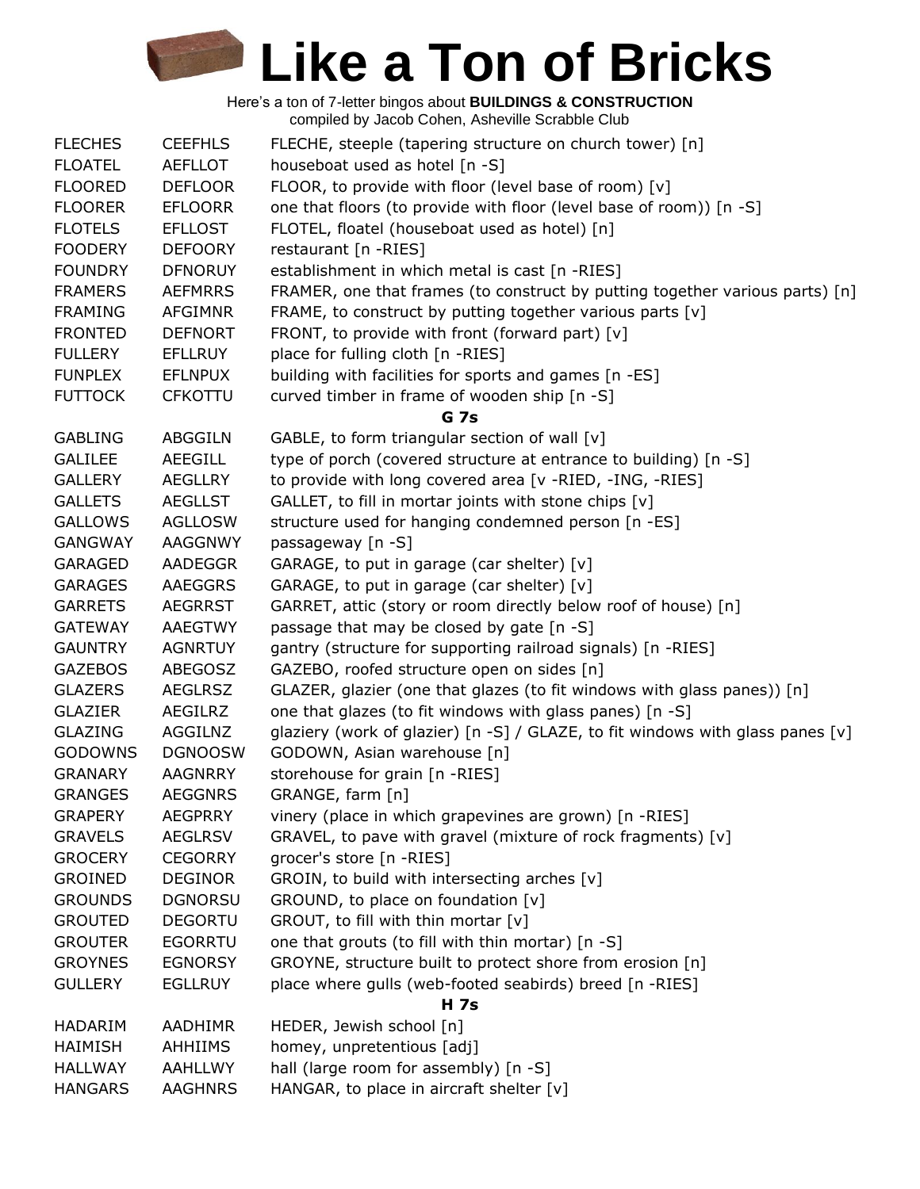# Like a Ton of Bricks

Here's a ton of 7-letter bingos about **BUILDINGS & CONSTRUCTION**
compiled by Jacob Cohen, Asheville Scrabble Club

| | | |
|---|---|---|
| FLECHES | CEEFHLS | FLECHE, steeple (tapering structure on church tower) [n] |
| FLOATEL | AEFLLOT | houseboat used as hotel [n -S] |
| FLOORED | DEFLOOR | FLOOR, to provide with floor (level base of room) [v] |
| FLOORER | EFLOORR | one that floors (to provide with floor (level base of room)) [n -S] |
| FLOTELS | EFLLOST | FLOTEL, floatel (houseboat used as hotel) [n] |
| FOODERY | DEFOORY | restaurant [n -RIES] |
| FOUNDRY | DFNORUY | establishment in which metal is cast [n -RIES] |
| FRAMERS | AEFMRRS | FRAMER, one that frames (to construct by putting together various parts) [n] |
| FRAMING | AFGIMNR | FRAME, to construct by putting together various parts [v] |
| FRONTED | DEFNORT | FRONT, to provide with front (forward part) [v] |
| FULLERY | EFLLRUY | place for fulling cloth [n -RIES] |
| FUNPLEX | EFLNPUX | building with facilities for sports and games [n -ES] |
| FUTTOCK | CFKOTTU | curved timber in frame of wooden ship [n -S] |
| | | **G 7s** |
| GABLING | ABGGILN | GABLE, to form triangular section of wall [v] |
| GALILEE | AEEGILL | type of porch (covered structure at entrance to building) [n -S] |
| GALLERY | AEGLLRY | to provide with long covered area [v -RIED, -ING, -RIES] |
| GALLETS | AEGLLST | GALLET, to fill in mortar joints with stone chips [v] |
| GALLOWS | AGLLOSW | structure used for hanging condemned person [n -ES] |
| GANGWAY | AAGGNWY | passageway [n -S] |
| GARAGED | AADEGGR | GARAGE, to put in garage (car shelter) [v] |
| GARAGES | AAEGGRS | GARAGE, to put in garage (car shelter) [v] |
| GARRETS | AEGRRST | GARRET, attic (story or room directly below roof of house) [n] |
| GATEWAY | AAEGTWY | passage that may be closed by gate [n -S] |
| GAUNTRY | AGNRTUY | gantry (structure for supporting railroad signals) [n -RIES] |
| GAZEBOS | ABEGOSZ | GAZEBO, roofed structure open on sides [n] |
| GLAZERS | AEGLRSZ | GLAZER, glazier (one that glazes (to fit windows with glass panes)) [n] |
| GLAZIER | AEGILRZ | one that glazes (to fit windows with glass panes) [n -S] |
| GLAZING | AGGILNZ | glaziery (work of glazier) [n -S] / GLAZE, to fit windows with glass panes [v] |
| GODOWNS | DGNOOSW | GODOWN, Asian warehouse [n] |
| GRANARY | AAGNRRY | storehouse for grain [n -RIES] |
| GRANGES | AEGGNRS | GRANGE, farm [n] |
| GRAPERY | AEGPRRY | vinery (place in which grapevines are grown) [n -RIES] |
| GRAVELS | AEGLRSV | GRAVEL, to pave with gravel (mixture of rock fragments) [v] |
| GROCERY | CEGORRY | grocer's store [n -RIES] |
| GROINED | DEGINOR | GROIN, to build with intersecting arches [v] |
| GROUNDS | DGNORSU | GROUND, to place on foundation [v] |
| GROUTED | DEGORTU | GROUT, to fill with thin mortar [v] |
| GROUTER | EGORRTU | one that grouts (to fill with thin mortar) [n -S] |
| GROYNES | EGNORSY | GROYNE, structure built to protect shore from erosion [n] |
| GULLERY | EGLLRUY | place where gulls (web-footed seabirds) breed [n -RIES] |
| | | **H 7s** |
| HADARIM | AADHIMR | HEDER, Jewish school [n] |
| HAIMISH | AHHIIMS | homey, unpretentious [adj] |
| HALLWAY | AAHLLWY | hall (large room for assembly) [n -S] |
| HANGARS | AAGHNRS | HANGAR, to place in aircraft shelter [v] |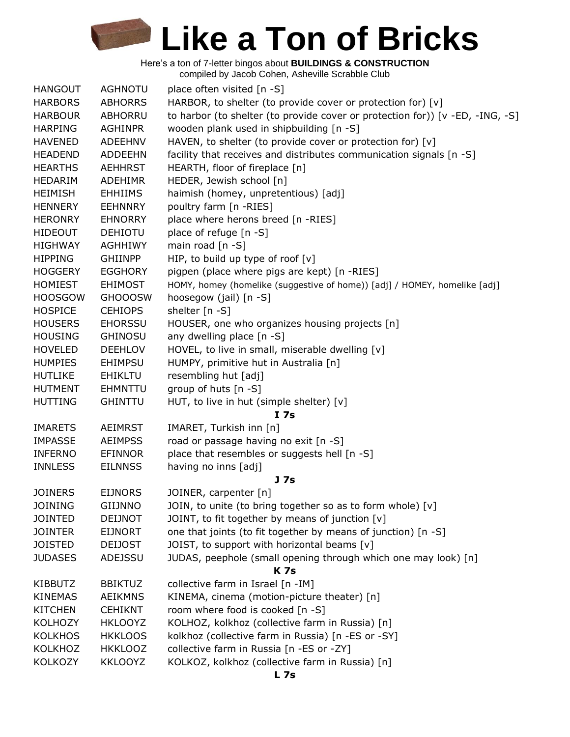# Like a Ton of Bricks

Here's a ton of 7-letter bingos about **BUILDINGS & CONSTRUCTION**
compiled by Jacob Cohen, Asheville Scrabble Club

| | | |
|---|---|---|
| HANGOUT | AGHNOTU | place often visited [n -S] |
| HARBORS | ABHORRS | HARBOR, to shelter (to provide cover or protection for) [v] |
| HARBOUR | ABHORRU | to harbor (to shelter (to provide cover or protection for)) [v -ED, -ING, -S] |
| HARPING | AGHINPR | wooden plank used in shipbuilding [n -S] |
| HAVENED | ADEEHNV | HAVEN, to shelter (to provide cover or protection for) [v] |
| HEADEND | ADDEEHN | facility that receives and distributes communication signals [n -S] |
| HEARTHS | AEHHRST | HEARTH, floor of fireplace [n] |
| HEDARIM | ADEHIMR | HEDER, Jewish school [n] |
| HEIMISH | EHHIIMS | haimish (homey, unpretentious) [adj] |
| HENNERY | EEHNNRY | poultry farm [n -RIES] |
| HERONRY | EHNORRY | place where herons breed [n -RIES] |
| HIDEOUT | DEHIOTU | place of refuge [n -S] |
| HIGHWAY | AGHHIWY | main road [n -S] |
| HIPPING | GHIINPP | HIP, to build up type of roof [v] |
| HOGGERY | EGGHORY | pigpen (place where pigs are kept) [n -RIES] |
| HOMIEST | EHIMOST | HOMY, homey (homelike (suggestive of home)) [adj] / HOMEY, homelike [adj] |
| HOOSGOW | GHOOOSW | hoosegow (jail) [n -S] |
| HOSPICE | CEHIOPS | shelter [n -S] |
| HOUSERS | EHORSSU | HOUSER, one who organizes housing projects [n] |
| HOUSING | GHINOSU | any dwelling place [n -S] |
| HOVELED | DEEHLOV | HOVEL, to live in small, miserable dwelling [v] |
| HUMPIES | EHIMPSU | HUMPY, primitive hut in Australia [n] |
| HUTLIKE | EHIKLTU | resembling hut [adj] |
| HUTMENT | EHMNTTU | group of huts [n -S] |
| HUTTING | GHINTTU | HUT, to live in hut (simple shelter) [v] |
| | | **I 7s** |
| IMARETS | AEIMRST | IMARET, Turkish inn [n] |
| IMPASSE | AEIMPSS | road or passage having no exit [n -S] |
| INFERNO | EFINNOR | place that resembles or suggests hell [n -S] |
| INNLESS | EILNNSS | having no inns [adj] |
| | | **J 7s** |
| JOINERS | EIJNORS | JOINER, carpenter [n] |
| JOINING | GIIJNNO | JOIN, to unite (to bring together so as to form whole) [v] |
| JOINTED | DEIJNOT | JOINT, to fit together by means of junction [v] |
| JOINTER | EIJNORT | one that joints (to fit together by means of junction) [n -S] |
| JOISTED | DEIJOST | JOIST, to support with horizontal beams [v] |
| JUDASES | ADEJSSU | JUDAS, peephole (small opening through which one may look) [n] |
| | | **K 7s** |
| KIBBUTZ | BBIKTUZ | collective farm in Israel [n -IM] |
| KINEMAS | AEIKMNS | KINEMA, cinema (motion-picture theater) [n] |
| KITCHEN | CEHIKNT | room where food is cooked [n -S] |
| KOLHOZY | HKLOOYZ | KOLHOZ, kolkhoz (collective farm in Russia) [n] |
| KOLKHOS | HKKLOOS | kolkhoz (collective farm in Russia) [n -ES or -SY] |
| KOLKHOZ | HKKLOOZ | collective farm in Russia [n -ES or -ZY] |
| KOLKOZY | KKLOOYZ | KOLKOZ, kolkhoz (collective farm in Russia) [n] |
| | | **L 7s** |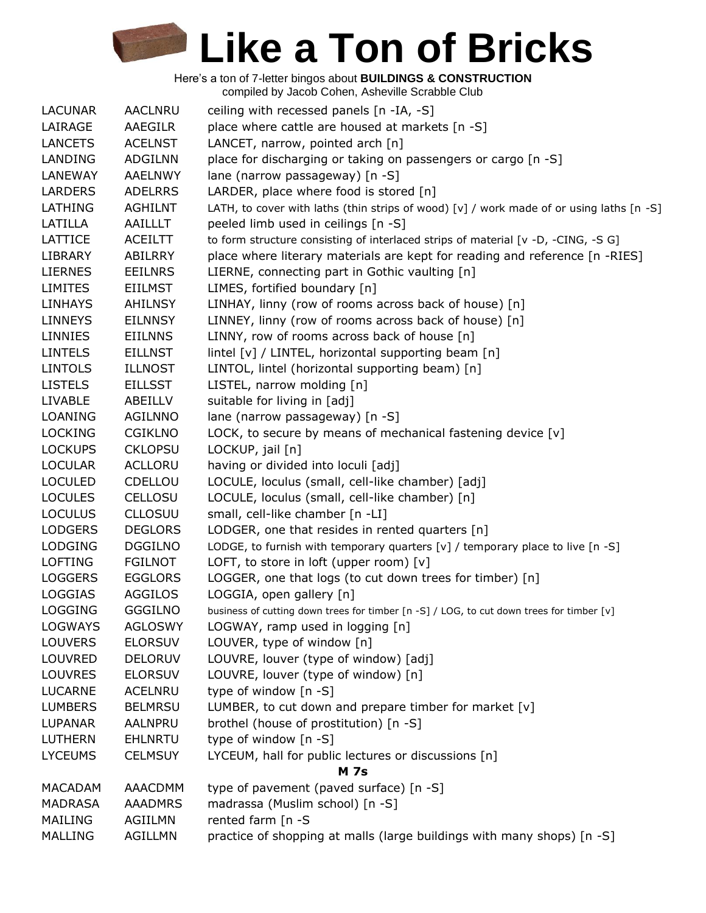# Like a Ton of Bricks

Here's a ton of 7-letter bingos about **BUILDINGS & CONSTRUCTION**
compiled by Jacob Cohen, Asheville Scrabble Club

| | | |
|---|---|---|
| LACUNAR | AACLNRU | ceiling with recessed panels [n -IA, -S] |
| LAIRAGE | AAEGILR | place where cattle are housed at markets [n -S] |
| LANCETS | ACELNST | LANCET, narrow, pointed arch [n] |
| LANDING | ADGILNN | place for discharging or taking on passengers or cargo [n -S] |
| LANEWAY | AAELNWY | lane (narrow passageway) [n -S] |
| LARDERS | ADELRRS | LARDER, place where food is stored [n] |
| LATHING | AGHILNT | LATH, to cover with laths (thin strips of wood) [v] / work made of or using laths [n -S] |
| LATILLA | AAILLLT | peeled limb used in ceilings [n -S] |
| LATTICE | ACEILTT | to form structure consisting of interlaced strips of material [v -D, -CING, -S G] |
| LIBRARY | ABILRRY | place where literary materials are kept for reading and reference [n -RIES] |
| LIERNES | EEILNRS | LIERNE, connecting part in Gothic vaulting [n] |
| LIMITES | EIILMST | LIMES, fortified boundary [n] |
| LINHAYS | AHILNSY | LINHAY, linny (row of rooms across back of house) [n] |
| LINNEYS | EILNNSY | LINNEY, linny (row of rooms across back of house) [n] |
| LINNIES | EIILNNS | LINNY, row of rooms across back of house [n] |
| LINTELS | EILLNST | lintel [v] / LINTEL, horizontal supporting beam [n] |
| LINTOLS | ILLNOST | LINTOL, lintel (horizontal supporting beam) [n] |
| LISTELS | EILLSST | LISTEL, narrow molding [n] |
| LIVABLE | ABEILLV | suitable for living in [adj] |
| LOANING | AGILNNO | lane (narrow passageway) [n -S] |
| LOCKING | CGIKLNO | LOCK, to secure by means of mechanical fastening device [v] |
| LOCKUPS | CKLOPSU | LOCKUP, jail [n] |
| LOCULAR | ACLLORU | having or divided into loculi [adj] |
| LOCULED | CDELLOU | LOCULE, loculus (small, cell-like chamber) [adj] |
| LOCULES | CELLOSU | LOCULE, loculus (small, cell-like chamber) [n] |
| LOCULUS | CLLOSUU | small, cell-like chamber [n -LI] |
| LODGERS | DEGLORS | LODGER, one that resides in rented quarters [n] |
| LODGING | DGGILNO | LODGE, to furnish with temporary quarters [v] / temporary place to live [n -S] |
| LOFTING | FGILNOT | LOFT, to store in loft (upper room) [v] |
| LOGGERS | EGGLORS | LOGGER, one that logs (to cut down trees for timber) [n] |
| LOGGIAS | AGGILOS | LOGGIA, open gallery [n] |
| LOGGING | GGGILNO | business of cutting down trees for timber [n -S] / LOG, to cut down trees for timber [v] |
| LOGWAYS | AGLOSWY | LOGWAY, ramp used in logging [n] |
| LOUVERS | ELORSUV | LOUVER, type of window [n] |
| LOUVRED | DELORUV | LOUVRE, louver (type of window) [adj] |
| LOUVRES | ELORSUV | LOUVRE, louver (type of window) [n] |
| LUCARNE | ACELNRU | type of window [n -S] |
| LUMBERS | BELMRSU | LUMBER, to cut down and prepare timber for market [v] |
| LUPANAR | AALNPRU | brothel (house of prostitution) [n -S] |
| LUTHERN | EHLNRTU | type of window [n -S] |
| LYCEUMS | CELMSUY | LYCEUM, hall for public lectures or discussions [n] |
| | | **M 7s** |
| MACADAM | AAACDMM | type of pavement (paved surface) [n -S] |
| MADRASA | AAADMRS | madrassa (Muslim school) [n -S] |
| MAILING | AGIILMN | rented farm [n -S |
| MALLING | AGILLMN | practice of shopping at malls (large buildings with many shops) [n -S] |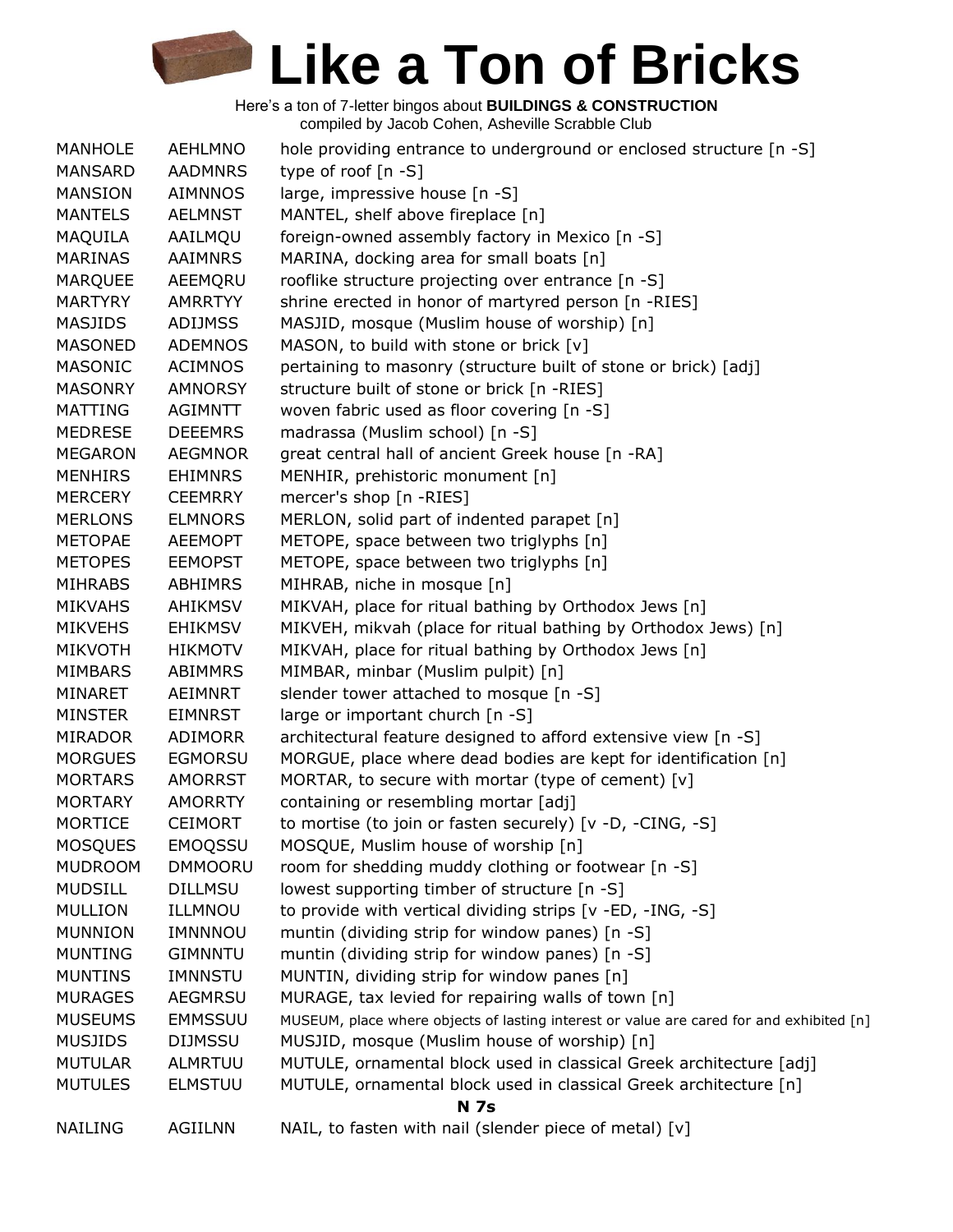# Like a Ton of Bricks

Here's a ton of 7-letter bingos about **BUILDINGS & CONSTRUCTION**
compiled by Jacob Cohen, Asheville Scrabble Club

| | | |
|---|---|---|
| MANHOLE | AEHLMNO | hole providing entrance to underground or enclosed structure [n -S] |
| MANSARD | AADMNRS | type of roof [n -S] |
| MANSION | AIMNNOS | large, impressive house [n -S] |
| MANTELS | AELMNST | MANTEL, shelf above fireplace [n] |
| MAQUILA | AAILMQU | foreign-owned assembly factory in Mexico [n -S] |
| MARINAS | AAIMNRS | MARINA, docking area for small boats [n] |
| MARQUEE | AEEMQRU | rooflike structure projecting over entrance [n -S] |
| MARTYRY | AMRRTYY | shrine erected in honor of martyred person [n -RIES] |
| MASJIDS | ADIJMSS | MASJID, mosque (Muslim house of worship) [n] |
| MASONED | ADEMNOS | MASON, to build with stone or brick [v] |
| MASONIC | ACIMNOS | pertaining to masonry (structure built of stone or brick) [adj] |
| MASONRY | AMNORSY | structure built of stone or brick [n -RIES] |
| MATTING | AGIMNTT | woven fabric used as floor covering [n -S] |
| MEDRESE | DEEEMRS | madrassa (Muslim school) [n -S] |
| MEGARON | AEGMNOR | great central hall of ancient Greek house [n -RA] |
| MENHIRS | EHIMNRS | MENHIR, prehistoric monument [n] |
| MERCERY | CEEMRRY | mercer's shop [n -RIES] |
| MERLONS | ELMNORS | MERLON, solid part of indented parapet [n] |
| METOPAE | AEEMOPT | METOPE, space between two triglyphs [n] |
| METOPES | EEMOPST | METOPE, space between two triglyphs [n] |
| MIHRABS | ABHIMRS | MIHRAB, niche in mosque [n] |
| MIKVAHS | AHIKMSV | MIKVAH, place for ritual bathing by Orthodox Jews [n] |
| MIKVEHS | EHIKMSV | MIKVEH, mikvah (place for ritual bathing by Orthodox Jews) [n] |
| MIKVOTH | HIKMOTV | MIKVAH, place for ritual bathing by Orthodox Jews [n] |
| MIMBARS | ABIMMRS | MIMBAR, minbar (Muslim pulpit) [n] |
| MINARET | AEIMNRT | slender tower attached to mosque [n -S] |
| MINSTER | EIMNRST | large or important church [n -S] |
| MIRADOR | ADIMORR | architectural feature designed to afford extensive view [n -S] |
| MORGUES | EGMORSU | MORGUE, place where dead bodies are kept for identification [n] |
| MORTARS | AMORRST | MORTAR, to secure with mortar (type of cement) [v] |
| MORTARY | AMORRTY | containing or resembling mortar [adj] |
| MORTICE | CEIMORT | to mortise (to join or fasten securely) [v -D, -CING, -S] |
| MOSQUES | EMOQSSU | MOSQUE, Muslim house of worship [n] |
| MUDROOM | DMMOORU | room for shedding muddy clothing or footwear [n -S] |
| MUDSILL | DILLMSU | lowest supporting timber of structure [n -S] |
| MULLION | ILLMNOU | to provide with vertical dividing strips [v -ED, -ING, -S] |
| MUNNION | IMNNNOU | muntin (dividing strip for window panes) [n -S] |
| MUNTING | GIMNNTU | muntin (dividing strip for window panes) [n -S] |
| MUNTINS | IMNNSTU | MUNTIN, dividing strip for window panes [n] |
| MURAGES | AEGMRSU | MURAGE, tax levied for repairing walls of town [n] |
| MUSEUMS | EMMSSUU | MUSEUM, place where objects of lasting interest or value are cared for and exhibited [n] |
| MUSJIDS | DIJMSSU | MUSJID, mosque (Muslim house of worship) [n] |
| MUTULAR | ALMRTUU | MUTULE, ornamental block used in classical Greek architecture [adj] |
| MUTULES | ELMSTUU | MUTULE, ornamental block used in classical Greek architecture [n] |
| | | **N 7s** |
| NAILING | AGIILNN | NAIL, to fasten with nail (slender piece of metal) [v] |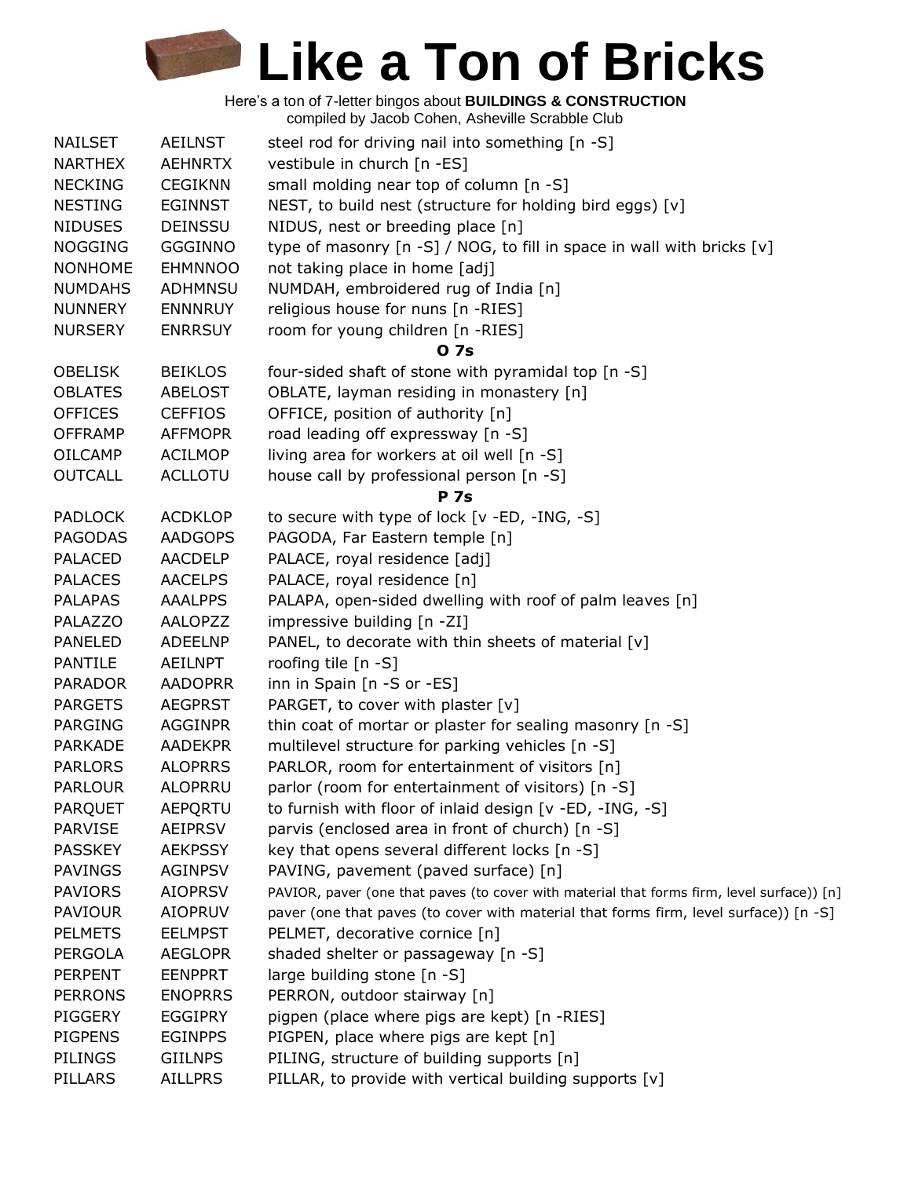# Like a Ton of Bricks

Here's a ton of 7-letter bingos about **BUILDINGS & CONSTRUCTION**
compiled by Jacob Cohen, Asheville Scrabble Club

| | | |
|---|---|---|
| NAILSET | AEILNST | steel rod for driving nail into something [n -S] |
| NARTHEX | AEHNRTX | vestibule in church [n -ES] |
| NECKING | CEGIKNN | small molding near top of column [n -S] |
| NESTING | EGINNST | NEST, to build nest (structure for holding bird eggs) [v] |
| NIDUSES | DEINSSU | NIDUS, nest or breeding place [n] |
| NOGGING | GGGINNO | type of masonry [n -S] / NOG, to fill in space in wall with bricks [v] |
| NONHOME | EHMNNOO | not taking place in home [adj] |
| NUMDAHS | ADHMNSU | NUMDAH, embroidered rug of India [n] |
| NUNNERY | ENNNRUY | religious house for nuns [n -RIES] |
| NURSERY | ENRRSUY | room for young children [n -RIES] |
| | | **O 7s** |
| OBELISK | BEIKLOS | four-sided shaft of stone with pyramidal top [n -S] |
| OBLATES | ABELOST | OBLATE, layman residing in monastery [n] |
| OFFICES | CEFFIOS | OFFICE, position of authority [n] |
| OFFRAMP | AFFMOPR | road leading off expressway [n -S] |
| OILCAMP | ACILMOP | living area for workers at oil well [n -S] |
| OUTCALL | ACLLOTU | house call by professional person [n -S] |
| | | **P 7s** |
| PADLOCK | ACDKLOP | to secure with type of lock [v -ED, -ING, -S] |
| PAGODAS | AADGOPS | PAGODA, Far Eastern temple [n] |
| PALACED | AACDELP | PALACE, royal residence [adj] |
| PALACES | AACELPS | PALACE, royal residence [n] |
| PALAPAS | AAALPPS | PALAPA, open-sided dwelling with roof of palm leaves [n] |
| PALAZZO | AALOPZZ | impressive building [n -ZI] |
| PANELED | ADEELNP | PANEL, to decorate with thin sheets of material [v] |
| PANTILE | AEILNPT | roofing tile [n -S] |
| PARADOR | AADOPRR | inn in Spain [n -S or -ES] |
| PARGETS | AEGPRST | PARGET, to cover with plaster [v] |
| PARGING | AGGINPR | thin coat of mortar or plaster for sealing masonry [n -S] |
| PARKADE | AADEKPR | multilevel structure for parking vehicles [n -S] |
| PARLORS | ALOPRRS | PARLOR, room for entertainment of visitors [n] |
| PARLOUR | ALOPRRU | parlor (room for entertainment of visitors) [n -S] |
| PARQUET | AEPQRTU | to furnish with floor of inlaid design [v -ED, -ING, -S] |
| PARVISE | AEIPRSV | parvis (enclosed area in front of church) [n -S] |
| PASSKEY | AEKPSSY | key that opens several different locks [n -S] |
| PAVINGS | AGINPSV | PAVING, pavement (paved surface) [n] |
| PAVIORS | AIOPRSV | PAVIOR, paver (one that paves (to cover with material that forms firm, level surface)) [n] |
| PAVIOUR | AIOPRUV | paver (one that paves (to cover with material that forms firm, level surface)) [n -S] |
| PELMETS | EELMPST | PELMET, decorative cornice [n] |
| PERGOLA | AEGLOPR | shaded shelter or passageway [n -S] |
| PERPENT | EENPPRT | large building stone [n -S] |
| PERRONS | ENOPRRS | PERRON, outdoor stairway [n] |
| PIGGERY | EGGIPRY | pigpen (place where pigs are kept) [n -RIES] |
| PIGPENS | EGINPPS | PIGPEN, place where pigs are kept [n] |
| PILINGS | GIILNPS | PILING, structure of building supports [n] |
| PILLARS | AILLPRS | PILLAR, to provide with vertical building supports [v] |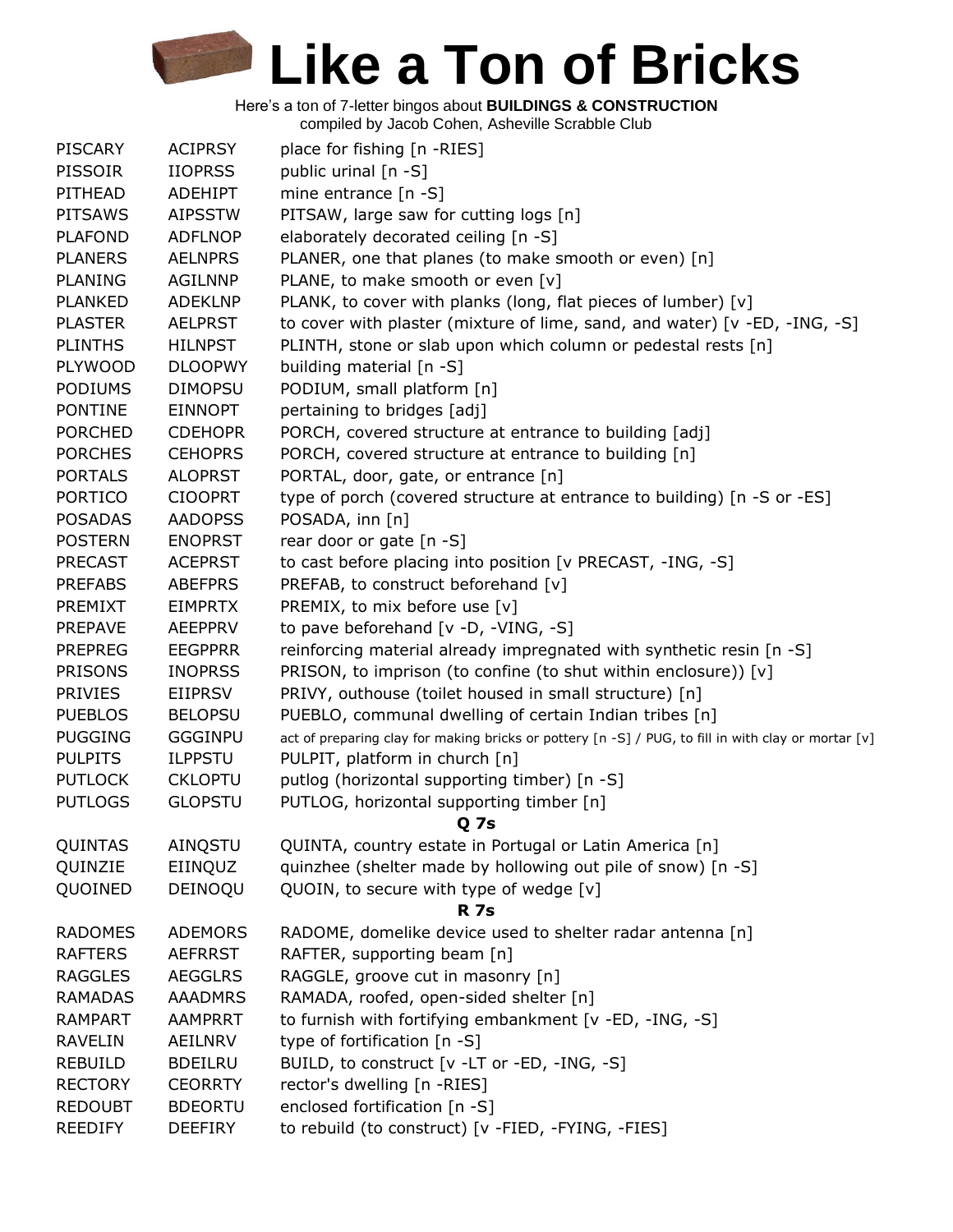# Like a Ton of Bricks

Here's a ton of 7-letter bingos about **BUILDINGS & CONSTRUCTION**
compiled by Jacob Cohen, Asheville Scrabble Club

| | | |
|---|---|---|
| PISCARY | ACIPRSY | place for fishing [n -RIES] |
| PISSOIR | IIOPRSS | public urinal [n -S] |
| PITHEAD | ADEHIPT | mine entrance [n -S] |
| PITSAWS | AIPSSTW | PITSAW, large saw for cutting logs [n] |
| PLAFOND | ADFLNOP | elaborately decorated ceiling [n -S] |
| PLANERS | AELNPRS | PLANER, one that planes (to make smooth or even) [n] |
| PLANING | AGILNNP | PLANE, to make smooth or even [v] |
| PLANKED | ADEKLNP | PLANK, to cover with planks (long, flat pieces of lumber) [v] |
| PLASTER | AELPRST | to cover with plaster (mixture of lime, sand, and water) [v -ED, -ING, -S] |
| PLINTHS | HILNPST | PLINTH, stone or slab upon which column or pedestal rests [n] |
| PLYWOOD | DLOOPWY | building material [n -S] |
| PODIUMS | DIMOPSU | PODIUM, small platform [n] |
| PONTINE | EINNOPT | pertaining to bridges [adj] |
| PORCHED | CDEHOPR | PORCH, covered structure at entrance to building [adj] |
| PORCHES | CEHOPRS | PORCH, covered structure at entrance to building [n] |
| PORTALS | ALOPRST | PORTAL, door, gate, or entrance [n] |
| PORTICO | CIOOPRT | type of porch (covered structure at entrance to building) [n -S or -ES] |
| POSADAS | AADOPSS | POSADA, inn [n] |
| POSTERN | ENOPRST | rear door or gate [n -S] |
| PRECAST | ACEPRST | to cast before placing into position [v PRECAST, -ING, -S] |
| PREFABS | ABEFPRS | PREFAB, to construct beforehand [v] |
| PREMIXT | EIMPRTX | PREMIX, to mix before use [v] |
| PREPAVE | AEEPPRV | to pave beforehand [v -D, -VING, -S] |
| PREPREG | EEGPPRR | reinforcing material already impregnated with synthetic resin [n -S] |
| PRISONS | INOPRSS | PRISON, to imprison (to confine (to shut within enclosure)) [v] |
| PRIVIES | EIIPRSV | PRIVY, outhouse (toilet housed in small structure) [n] |
| PUEBLOS | BELOPSU | PUEBLO, communal dwelling of certain Indian tribes [n] |
| PUGGING | GGGINPU | act of preparing clay for making bricks or pottery [n -S] / PUG, to fill in with clay or mortar [v] |
| PULPITS | ILPPSTU | PULPIT, platform in church [n] |
| PUTLOCK | CKLOPTU | putlog (horizontal supporting timber) [n -S] |
| PUTLOGS | GLOPSTU | PUTLOG, horizontal supporting timber [n] |
| | | **Q 7s** |
| QUINTAS | AINQSTU | QUINTA, country estate in Portugal or Latin America [n] |
| QUINZIE | EIINQUZ | quinzhee (shelter made by hollowing out pile of snow) [n -S] |
| QUOINED | DEINOQU | QUOIN, to secure with type of wedge [v] |
| | | **R 7s** |
| RADOMES | ADEMORS | RADOME, domelike device used to shelter radar antenna [n] |
| RAFTERS | AEFRRST | RAFTER, supporting beam [n] |
| RAGGLES | AEGGLRS | RAGGLE, groove cut in masonry [n] |
| RAMADAS | AAADMRS | RAMADA, roofed, open-sided shelter [n] |
| RAMPART | AAMPRRT | to furnish with fortifying embankment [v -ED, -ING, -S] |
| RAVELIN | AEILNRV | type of fortification [n -S] |
| REBUILD | BDEILRU | BUILD, to construct [v -LT or -ED, -ING, -S] |
| RECTORY | CEORRTY | rector's dwelling [n -RIES] |
| REDOUBT | BDEORTU | enclosed fortification [n -S] |
| REEDIFY | DEEFIRY | to rebuild (to construct) [v -FIED, -FYING, -FIES] |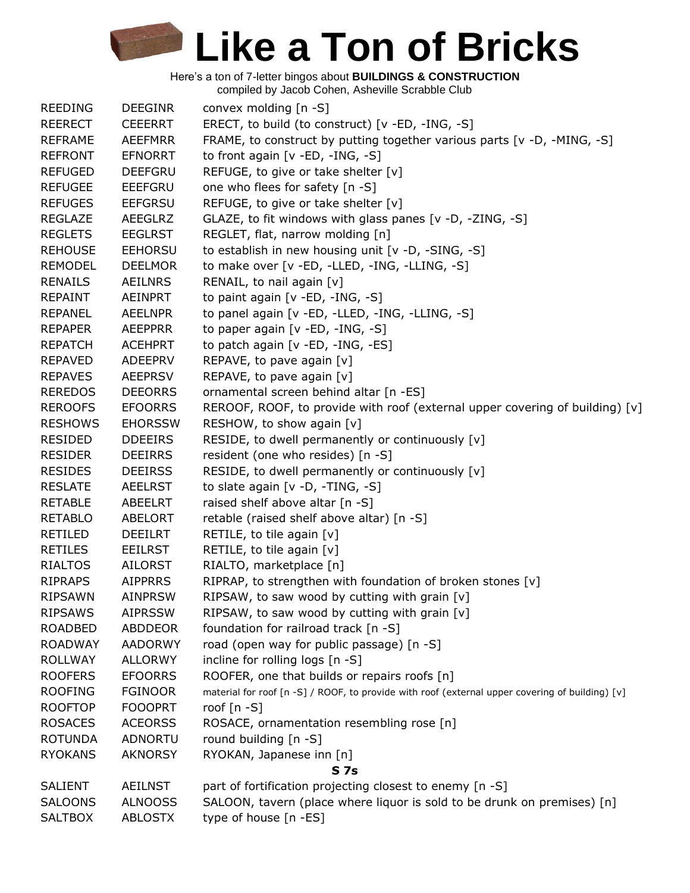# Like a Ton of Bricks

Here's a ton of 7-letter bingos about **BUILDINGS & CONSTRUCTION**
compiled by Jacob Cohen, Asheville Scrabble Club

| | | |
|---|---|---|
| REEDING | DEEGINR | convex molding [n -S] |
| REERECT | CEEERRT | ERECT, to build (to construct) [v -ED, -ING, -S] |
| REFRAME | AEEFMRR | FRAME, to construct by putting together various parts [v -D, -MING, -S] |
| REFRONT | EFNORRT | to front again [v -ED, -ING, -S] |
| REFUGED | DEEFGRU | REFUGE, to give or take shelter [v] |
| REFUGEE | EEEFGRU | one who flees for safety [n -S] |
| REFUGES | EEFGRSU | REFUGE, to give or take shelter [v] |
| REGLAZE | AEEGLRZ | GLAZE, to fit windows with glass panes [v -D, -ZING, -S] |
| REGLETS | EEGLRST | REGLET, flat, narrow molding [n] |
| REHOUSE | EEHORSU | to establish in new housing unit [v -D, -SING, -S] |
| REMODEL | DEELMOR | to make over [v -ED, -LLED, -ING, -LLING, -S] |
| RENAILS | AEILNRS | RENAIL, to nail again [v] |
| REPAINT | AEINPRT | to paint again [v -ED, -ING, -S] |
| REPANEL | AEELNPR | to panel again [v -ED, -LLED, -ING, -LLING, -S] |
| REPAPER | AEEPPRR | to paper again [v -ED, -ING, -S] |
| REPATCH | ACEHPRT | to patch again [v -ED, -ING, -ES] |
| REPAVED | ADEEPRV | REPAVE, to pave again [v] |
| REPAVES | AEEPRSV | REPAVE, to pave again [v] |
| REREDOS | DEEORRS | ornamental screen behind altar [n -ES] |
| REROOFS | EFOORRS | REROOF, ROOF, to provide with roof (external upper covering of building) [v] |
| RESHOWS | EHORSSW | RESHOW, to show again [v] |
| RESIDED | DDEEIRS | RESIDE, to dwell permanently or continuously [v] |
| RESIDER | DEEIRRS | resident (one who resides) [n -S] |
| RESIDES | DEEIRSS | RESIDE, to dwell permanently or continuously [v] |
| RESLATE | AEELRST | to slate again [v -D, -TING, -S] |
| RETABLE | ABEELRT | raised shelf above altar [n -S] |
| RETABLO | ABELORT | retable (raised shelf above altar) [n -S] |
| RETILED | DEEILRT | RETILE, to tile again [v] |
| RETILES | EEILRST | RETILE, to tile again [v] |
| RIALTOS | AILORST | RIALTO, marketplace [n] |
| RIPRAPS | AIPPRRS | RIPRAP, to strengthen with foundation of broken stones [v] |
| RIPSAWN | AINPRSW | RIPSAW, to saw wood by cutting with grain [v] |
| RIPSAWS | AIPRSSW | RIPSAW, to saw wood by cutting with grain [v] |
| ROADBED | ABDDEOR | foundation for railroad track [n -S] |
| ROADWAY | AADORWY | road (open way for public passage) [n -S] |
| ROLLWAY | ALLORWY | incline for rolling logs [n -S] |
| ROOFERS | EFOORRS | ROOFER, one that builds or repairs roofs [n] |
| ROOFING | FGINOOR | material for roof [n -S] / ROOF, to provide with roof (external upper covering of building) [v] |
| ROOFTOP | FOOOPRT | roof [n -S] |
| ROSACES | ACEORSS | ROSACE, ornamentation resembling rose [n] |
| ROTUNDA | ADNORTU | round building [n -S] |
| RYOKANS | AKNORSY | RYOKAN, Japanese inn [n] |

**S 7s**

| | | |
|---|---|---|
| SALIENT | AEILNST | part of fortification projecting closest to enemy [n -S] |
| SALOONS | ALNOOSS | SALOON, tavern (place where liquor is sold to be drunk on premises) [n] |
| SALTBOX | ABLOSTX | type of house [n -ES] |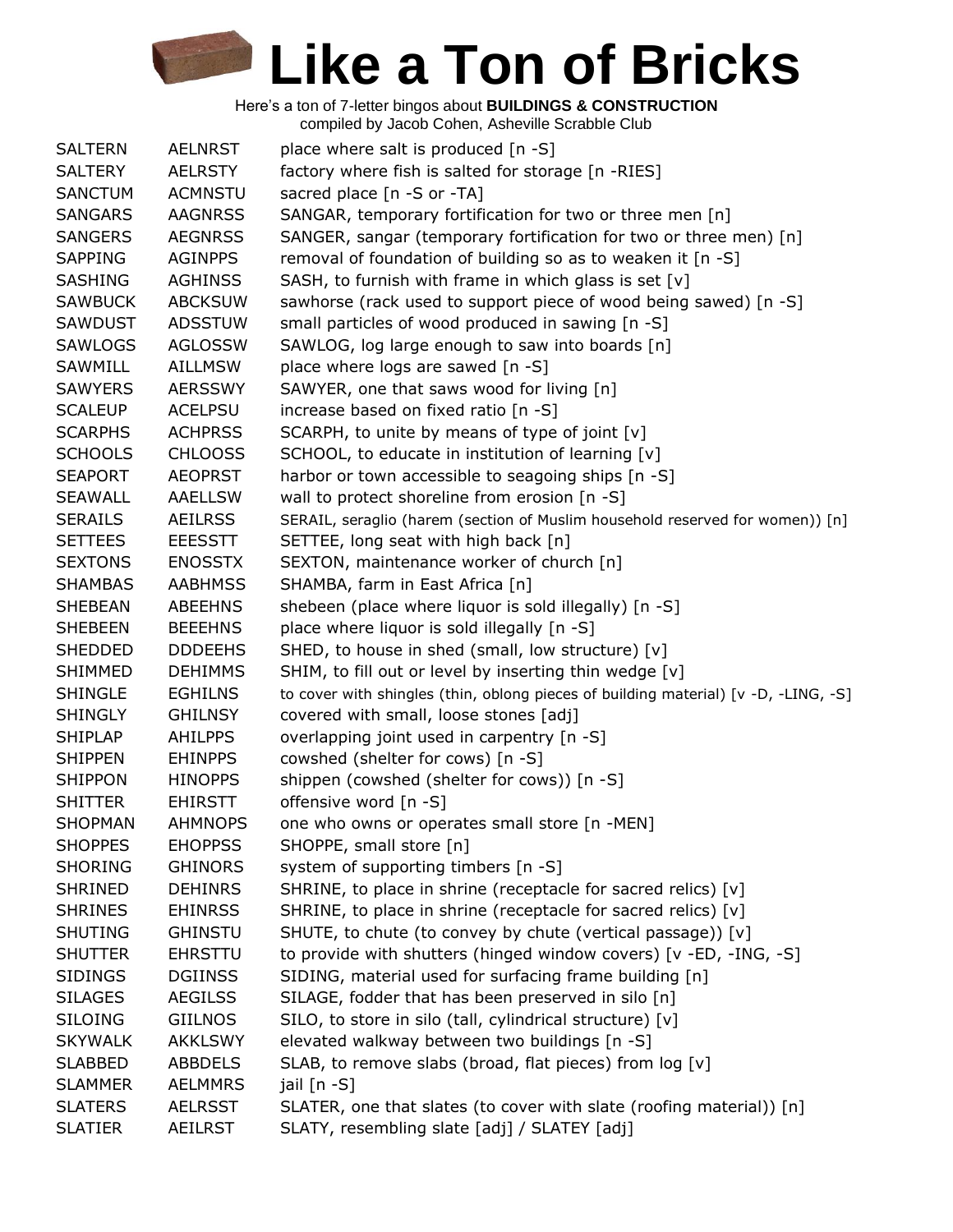# Like a Ton of Bricks

Here's a ton of 7-letter bingos about **BUILDINGS & CONSTRUCTION**
compiled by Jacob Cohen, Asheville Scrabble Club

| | | |
|---|---|---|
| SALTERN | AELNRST | place where salt is produced [n -S] |
| SALTERY | AELRSTY | factory where fish is salted for storage [n -RIES] |
| SANCTUM | ACMNSTU | sacred place [n -S or -TA] |
| SANGARS | AAGNRSS | SANGAR, temporary fortification for two or three men [n] |
| SANGERS | AEGNRSS | SANGER, sangar (temporary fortification for two or three men) [n] |
| SAPPING | AGINPPS | removal of foundation of building so as to weaken it [n -S] |
| SASHING | AGHINSS | SASH, to furnish with frame in which glass is set [v] |
| SAWBUCK | ABCKSUW | sawhorse (rack used to support piece of wood being sawed) [n -S] |
| SAWDUST | ADSSTUW | small particles of wood produced in sawing [n -S] |
| SAWLOGS | AGLOSSW | SAWLOG, log large enough to saw into boards [n] |
| SAWMILL | AILLMSW | place where logs are sawed [n -S] |
| SAWYERS | AERSSWY | SAWYER, one that saws wood for living [n] |
| SCALEUP | ACELPSU | increase based on fixed ratio [n -S] |
| SCARPHS | ACHPRSS | SCARPH, to unite by means of type of joint [v] |
| SCHOOLS | CHLOOSS | SCHOOL, to educate in institution of learning [v] |
| SEAPORT | AEOPRST | harbor or town accessible to seagoing ships [n -S] |
| SEAWALL | AAELLSW | wall to protect shoreline from erosion [n -S] |
| SERAILS | AEILRSS | SERAIL, seraglio (harem (section of Muslim household reserved for women)) [n] |
| SETTEES | EEESSTT | SETTEE, long seat with high back [n] |
| SEXTONS | ENOSSTX | SEXTON, maintenance worker of church [n] |
| SHAMBAS | AABHMSS | SHAMBA, farm in East Africa [n] |
| SHEBEAN | ABEEHNS | shebeen (place where liquor is sold illegally) [n -S] |
| SHEBEEN | BEEEHNS | place where liquor is sold illegally [n -S] |
| SHEDDED | DDDEEHS | SHED, to house in shed (small, low structure) [v] |
| SHIMMED | DEHIMMS | SHIM, to fill out or level by inserting thin wedge [v] |
| SHINGLE | EGHILNS | to cover with shingles (thin, oblong pieces of building material) [v -D, -LING, -S] |
| SHINGLY | GHILNSY | covered with small, loose stones [adj] |
| SHIPLAP | AHILPPS | overlapping joint used in carpentry [n -S] |
| SHIPPEN | EHINPPS | cowshed (shelter for cows) [n -S] |
| SHIPPON | HINOPPS | shippen (cowshed (shelter for cows)) [n -S] |
| SHITTER | EHIRSTT | offensive word [n -S] |
| SHOPMAN | AHMNOPS | one who owns or operates small store [n -MEN] |
| SHOPPES | EHOPPSS | SHOPPE, small store [n] |
| SHORING | GHINORS | system of supporting timbers [n -S] |
| SHRINED | DEHINRS | SHRINE, to place in shrine (receptacle for sacred relics) [v] |
| SHRINES | EHINRSS | SHRINE, to place in shrine (receptacle for sacred relics) [v] |
| SHUTING | GHINSTU | SHUTE, to chute (to convey by chute (vertical passage)) [v] |
| SHUTTER | EHRSTTU | to provide with shutters (hinged window covers) [v -ED, -ING, -S] |
| SIDINGS | DGIINSS | SIDING, material used for surfacing frame building [n] |
| SILAGES | AEGILSS | SILAGE, fodder that has been preserved in silo [n] |
| SILOING | GIILNOS | SILO, to store in silo (tall, cylindrical structure) [v] |
| SKYWALK | AKKLSWY | elevated walkway between two buildings [n -S] |
| SLABBED | ABBDELS | SLAB, to remove slabs (broad, flat pieces) from log [v] |
| SLAMMER | AELMMRS | jail [n -S] |
| SLATERS | AELRSST | SLATER, one that slates (to cover with slate (roofing material)) [n] |
| SLATIER | AEILRST | SLATY, resembling slate [adj] / SLATEY [adj] |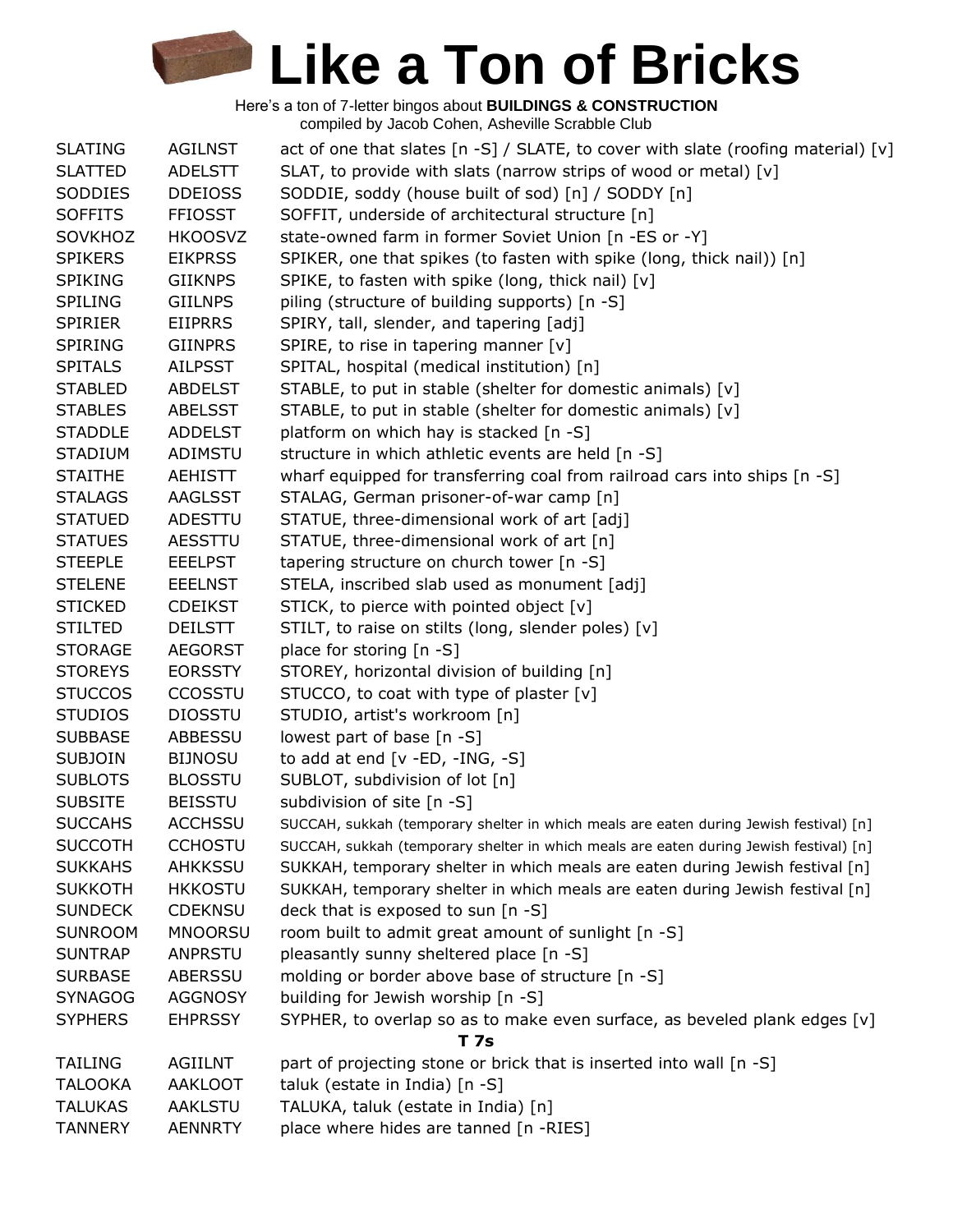# Like a Ton of Bricks

Here's a ton of 7-letter bingos about **BUILDINGS & CONSTRUCTION**
compiled by Jacob Cohen, Asheville Scrabble Club

| | | |
|---|---|---|
| SLATING | AGILNST | act of one that slates [n -S] / SLATE, to cover with slate (roofing material) [v] |
| SLATTED | ADELSTT | SLAT, to provide with slats (narrow strips of wood or metal) [v] |
| SODDIES | DDEIOSS | SODDIE, soddy (house built of sod) [n] / SODDY [n] |
| SOFFITS | FFIOSST | SOFFIT, underside of architectural structure [n] |
| SOVKHOZ | HKOOSVZ | state-owned farm in former Soviet Union [n -ES or -Y] |
| SPIKERS | EIKPRSS | SPIKER, one that spikes (to fasten with spike (long, thick nail)) [n] |
| SPIKING | GIIKNPS | SPIKE, to fasten with spike (long, thick nail) [v] |
| SPILING | GIILNPS | piling (structure of building supports) [n -S] |
| SPIRIER | EIIPRRS | SPIRY, tall, slender, and tapering [adj] |
| SPIRING | GIINPRS | SPIRE, to rise in tapering manner [v] |
| SPITALS | AILPSST | SPITAL, hospital (medical institution) [n] |
| STABLED | ABDELST | STABLE, to put in stable (shelter for domestic animals) [v] |
| STABLES | ABELSST | STABLE, to put in stable (shelter for domestic animals) [v] |
| STADDLE | ADDELST | platform on which hay is stacked [n -S] |
| STADIUM | ADIMSTU | structure in which athletic events are held [n -S] |
| STAITHE | AEHISTT | wharf equipped for transferring coal from railroad cars into ships [n -S] |
| STALAGS | AAGLSST | STALAG, German prisoner-of-war camp [n] |
| STATUED | ADESTTU | STATUE, three-dimensional work of art [adj] |
| STATUES | AESSTTU | STATUE, three-dimensional work of art [n] |
| STEEPLE | EEELPST | tapering structure on church tower [n -S] |
| STELENE | EEELNST | STELA, inscribed slab used as monument [adj] |
| STICKED | CDEIKST | STICK, to pierce with pointed object [v] |
| STILTED | DEILSTT | STILT, to raise on stilts (long, slender poles) [v] |
| STORAGE | AEGORST | place for storing [n -S] |
| STOREYS | EORSSTY | STOREY, horizontal division of building [n] |
| STUCCOS | CCOSSTU | STUCCO, to coat with type of plaster [v] |
| STUDIOS | DIOSSTU | STUDIO, artist's workroom [n] |
| SUBBASE | ABBESSU | lowest part of base [n -S] |
| SUBJOIN | BIJNOSU | to add at end [v -ED, -ING, -S] |
| SUBLOTS | BLOSSTU | SUBLOT, subdivision of lot [n] |
| SUBSITE | BEISSTU | subdivision of site [n -S] |
| SUCCAHS | ACCHSSU | SUCCAH, sukkah (temporary shelter in which meals are eaten during Jewish festival) [n] |
| SUCCOTH | CCHOSTU | SUCCAH, sukkah (temporary shelter in which meals are eaten during Jewish festival) [n] |
| SUKKAHS | AHKKSSU | SUKKAH, temporary shelter in which meals are eaten during Jewish festival [n] |
| SUKKOTH | HKKOSTU | SUKKAH, temporary shelter in which meals are eaten during Jewish festival [n] |
| SUNDECK | CDEKNSU | deck that is exposed to sun [n -S] |
| SUNROOM | MNOORSU | room built to admit great amount of sunlight [n -S] |
| SUNTRAP | ANPRSTU | pleasantly sunny sheltered place [n -S] |
| SURBASE | ABERSSU | molding or border above base of structure [n -S] |
| SYNAGOG | AGGNOSY | building for Jewish worship [n -S] |
| SYPHERS | EHPRSSY | SYPHER, to overlap so as to make even surface, as beveled plank edges [v] |

**T 7s**

| | | |
|---|---|---|
| TAILING | AGIILNT | part of projecting stone or brick that is inserted into wall [n -S] |
| TALOOKA | AAKLOOT | taluk (estate in India) [n -S] |
| TALUKAS | AAKLSTU | TALUKA, taluk (estate in India) [n] |
| TANNERY | AENNRTY | place where hides are tanned [n -RIES] |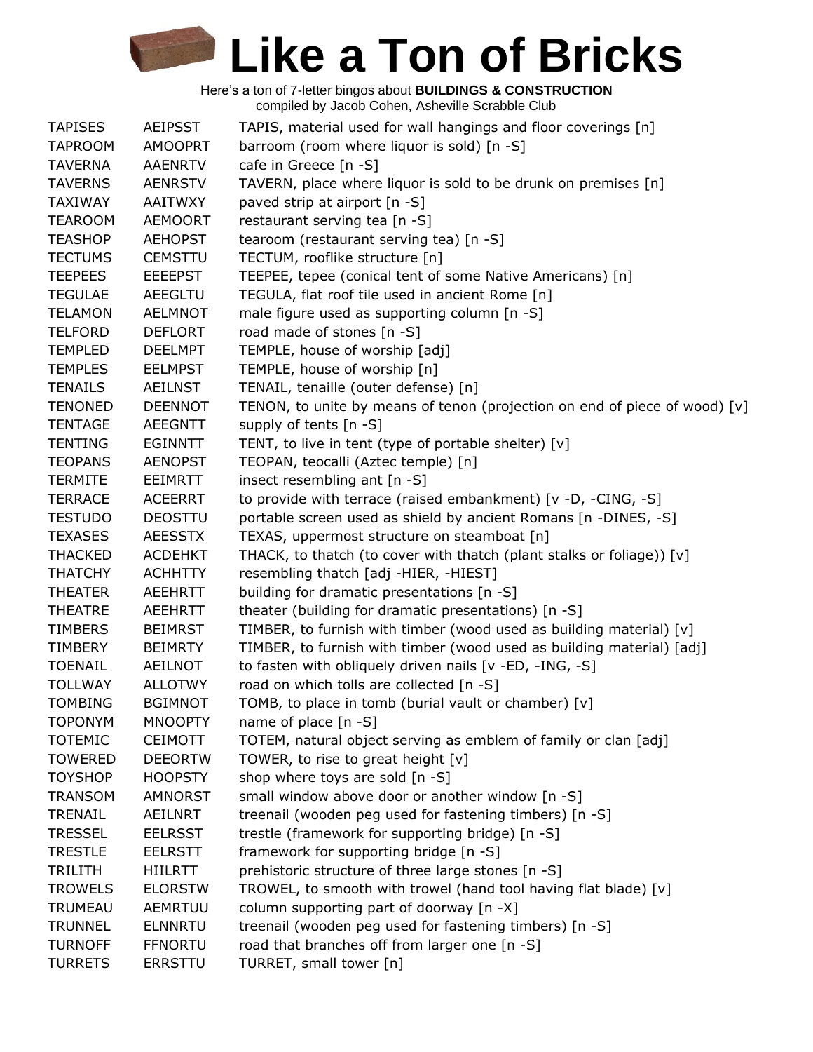# Like a Ton of Bricks

Here's a ton of 7-letter bingos about **BUILDINGS & CONSTRUCTION**
compiled by Jacob Cohen, Asheville Scrabble Club

| | | |
|---|---|---|
| TAPISES | AEIPSST | TAPIS, material used for wall hangings and floor coverings [n] |
| TAPROOM | AMOOPRT | barroom (room where liquor is sold) [n -S] |
| TAVERNA | AAENRTV | cafe in Greece [n -S] |
| TAVERNS | AENRSTV | TAVERN, place where liquor is sold to be drunk on premises [n] |
| TAXIWAY | AAITWXY | paved strip at airport [n -S] |
| TEAROOM | AEMOORT | restaurant serving tea [n -S] |
| TEASHOP | AEHOPST | tearoom (restaurant serving tea) [n -S] |
| TECTUMS | CEMSTTU | TECTUM, rooflike structure [n] |
| TEEPEES | EEEEPST | TEEPEE, tepee (conical tent of some Native Americans) [n] |
| TEGULAE | AEEGLTU | TEGULA, flat roof tile used in ancient Rome [n] |
| TELAMON | AELMNOT | male figure used as supporting column [n -S] |
| TELFORD | DEFLORT | road made of stones [n -S] |
| TEMPLED | DEELMPT | TEMPLE, house of worship [adj] |
| TEMPLES | EELMPST | TEMPLE, house of worship [n] |
| TENAILS | AEILNST | TENAIL, tenaille (outer defense) [n] |
| TENONED | DEENNOT | TENON, to unite by means of tenon (projection on end of piece of wood) [v] |
| TENTAGE | AEEGNTT | supply of tents [n -S] |
| TENTING | EGINNTT | TENT, to live in tent (type of portable shelter) [v] |
| TEOPANS | AENOPST | TEOPAN, teocalli (Aztec temple) [n] |
| TERMITE | EEIMRTT | insect resembling ant [n -S] |
| TERRACE | ACEERRT | to provide with terrace (raised embankment) [v -D, -CING, -S] |
| TESTUDO | DEOSTTU | portable screen used as shield by ancient Romans [n -DINES, -S] |
| TEXASES | AEESSTX | TEXAS, uppermost structure on steamboat [n] |
| THACKED | ACDEHKT | THACK, to thatch (to cover with thatch (plant stalks or foliage)) [v] |
| THATCHY | ACHHTTY | resembling thatch [adj -HIER, -HIEST] |
| THEATER | AEEHRTT | building for dramatic presentations [n -S] |
| THEATRE | AEEHRTT | theater (building for dramatic presentations) [n -S] |
| TIMBERS | BEIMRST | TIMBER, to furnish with timber (wood used as building material) [v] |
| TIMBERY | BEIMRTY | TIMBER, to furnish with timber (wood used as building material) [adj] |
| TOENAIL | AEILNOT | to fasten with obliquely driven nails [v -ED, -ING, -S] |
| TOLLWAY | ALLOTWY | road on which tolls are collected [n -S] |
| TOMBING | BGIMNOT | TOMB, to place in tomb (burial vault or chamber) [v] |
| TOPONYM | MNOOPTY | name of place [n -S] |
| TOTEMIC | CEIMOTT | TOTEM, natural object serving as emblem of family or clan [adj] |
| TOWERED | DEEORTW | TOWER, to rise to great height [v] |
| TOYSHOP | HOOPSTY | shop where toys are sold [n -S] |
| TRANSOM | AMNORST | small window above door or another window [n -S] |
| TRENAIL | AEILNRT | treenail (wooden peg used for fastening timbers) [n -S] |
| TRESSEL | EELRSST | trestle (framework for supporting bridge) [n -S] |
| TRESTLE | EELRSTT | framework for supporting bridge [n -S] |
| TRILITH | HIILRTT | prehistoric structure of three large stones [n -S] |
| TROWELS | ELORSTW | TROWEL, to smooth with trowel (hand tool having flat blade) [v] |
| TRUMEAU | AEMRTUU | column supporting part of doorway [n -X] |
| TRUNNEL | ELNNRTU | treenail (wooden peg used for fastening timbers) [n -S] |
| TURNOFF | FFNORTU | road that branches off from larger one [n -S] |
| TURRETS | ERRSTTU | TURRET, small tower [n] |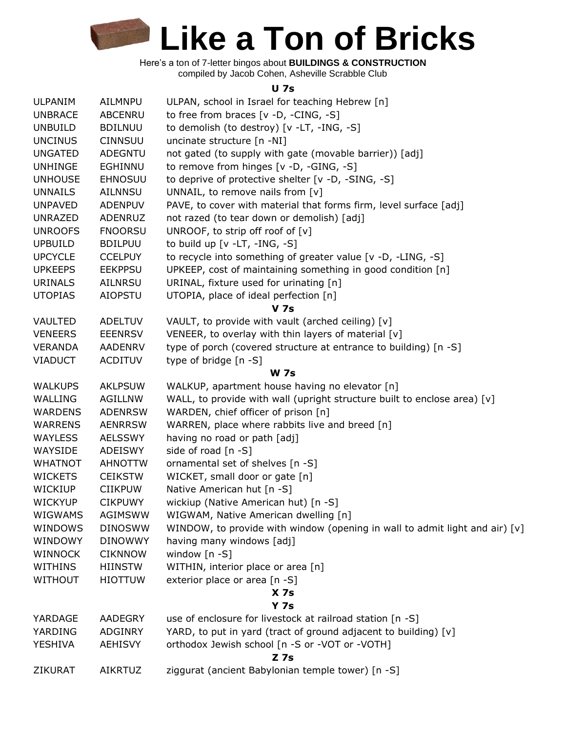# Like a Ton of Bricks

Here's a ton of 7-letter bingos about **BUILDINGS & CONSTRUCTION**
compiled by Jacob Cohen, Asheville Scrabble Club

**U 7s**

| | | |
|---|---|---|
| ULPANIM | AILMNPU | ULPAN, school in Israel for teaching Hebrew [n] |
| UNBRACE | ABCENRU | to free from braces [v -D, -CING, -S] |
| UNBUILD | BDILNUU | to demolish (to destroy) [v -LT, -ING, -S] |
| UNCINUS | CINNSUU | uncinate structure [n -NI] |
| UNGATED | ADEGNTU | not gated (to supply with gate (movable barrier)) [adj] |
| UNHINGE | EGHINNU | to remove from hinges [v -D, -GING, -S] |
| UNHOUSE | EHNOSUU | to deprive of protective shelter [v -D, -SING, -S] |
| UNNAILS | AILNNSU | UNNAIL, to remove nails from [v] |
| UNPAVED | ADENPUV | PAVE, to cover with material that forms firm, level surface [adj] |
| UNRAZED | ADENRUZ | not razed (to tear down or demolish) [adj] |
| UNROOFS | FNOORSU | UNROOF, to strip off roof of [v] |
| UPBUILD | BDILPUU | to build up [v -LT, -ING, -S] |
| UPCYCLE | CCELPUY | to recycle into something of greater value [v -D, -LING, -S] |
| UPKEEPS | EEKPPSU | UPKEEP, cost of maintaining something in good condition [n] |
| URINALS | AILNRSU | URINAL, fixture used for urinating [n] |
| UTOPIAS | AIOPSTU | UTOPIA, place of ideal perfection [n] |

**V 7s**

| | | |
|---|---|---|
| VAULTED | ADELTUV | VAULT, to provide with vault (arched ceiling) [v] |
| VENEERS | EEENRSV | VENEER, to overlay with thin layers of material [v] |
| VERANDA | AADENRV | type of porch (covered structure at entrance to building) [n -S] |
| VIADUCT | ACDITUV | type of bridge [n -S] |

**W 7s**

| | | |
|---|---|---|
| WALKUPS | AKLPSUW | WALKUP, apartment house having no elevator [n] |
| WALLING | AGILLNW | WALL, to provide with wall (upright structure built to enclose area) [v] |
| WARDENS | ADENRSW | WARDEN, chief officer of prison [n] |
| WARRENS | AENRRSW | WARREN, place where rabbits live and breed [n] |
| WAYLESS | AELSSWY | having no road or path [adj] |
| WAYSIDE | ADEISWY | side of road [n -S] |
| WHATNOT | AHNOTTW | ornamental set of shelves [n -S] |
| WICKETS | CEIKSTW | WICKET, small door or gate [n] |
| WICKIUP | CIIKPUW | Native American hut [n -S] |
| WICKYUP | CIKPUWY | wickiup (Native American hut) [n -S] |
| WIGWAMS | AGIMSWW | WIGWAM, Native American dwelling [n] |
| WINDOWS | DINOSWW | WINDOW, to provide with window (opening in wall to admit light and air) [v] |
| WINDOWY | DINOWWY | having many windows [adj] |
| WINNOCK | CIKNNOW | window [n -S] |
| WITHINS | HIINSTW | WITHIN, interior place or area [n] |
| WITHOUT | HIOTTUW | exterior place or area [n -S] |

**X 7s**

**Y 7s**

| | | |
|---|---|---|
| YARDAGE | AADEGRY | use of enclosure for livestock at railroad station [n -S] |
| YARDING | ADGINRY | YARD, to put in yard (tract of ground adjacent to building) [v] |
| YESHIVA | AEHISVY | orthodox Jewish school [n -S or -VOT or -VOTH] |

**Z 7s**

| | | |
|---|---|---|
| ZIKURAT | AIKRTUZ | ziggurat (ancient Babylonian temple tower) [n -S] |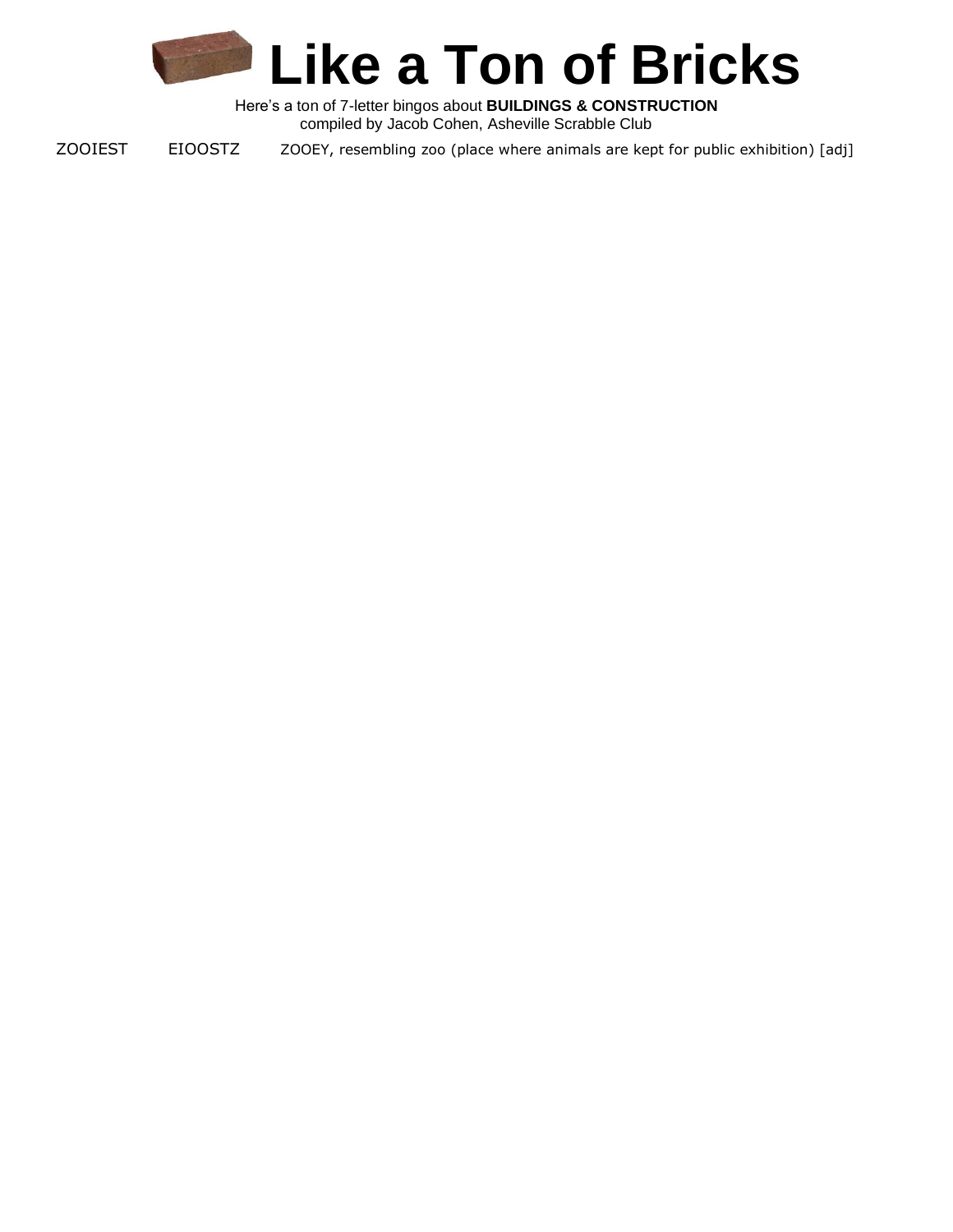# Like a Ton of Bricks

Here's a ton of 7-letter bingos about **BUILDINGS & CONSTRUCTION**
compiled by Jacob Cohen, Asheville Scrabble Club

| | | |
|---|---|---|
| ZOOIEST | EIOOSTZ | ZOOEY, resembling zoo (place where animals are kept for public exhibition) [adj] |